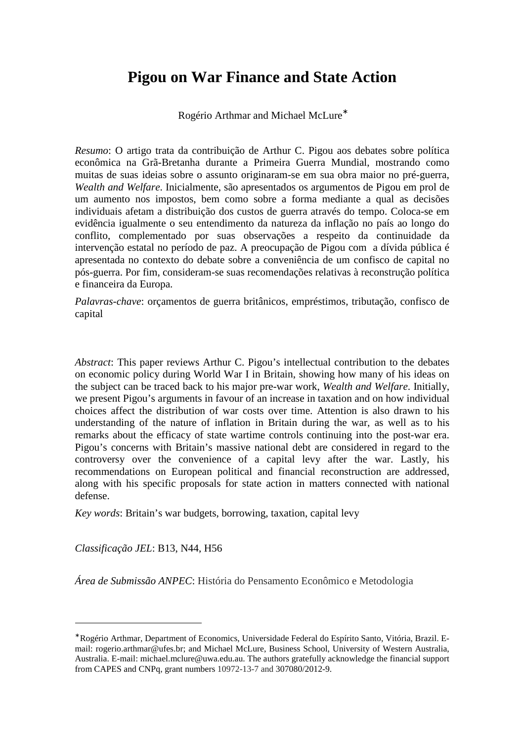# Pigou on War Finance and State Action

Rogério Arthmar and Michael McLure*

*Resumo*: O artigo trata da contribuição de Arthur C. Pigou aos debates sobre política econômica na Grã-Bretanha durante a Primeira Guerra Mundial, mostrando como muitas de suas ideias sobre o assunto originaram-se em sua obra maior no pré-guerra, *Wealth and Welfare*. Inicialmente, são apresentados os argumentos de Pigou em prol de um aumento nos impostos, bem como sobre a forma mediante a qual as decisões individuais afetam a distribuição dos custos de guerra através do tempo. Coloca-se em evidência igualmente o seu entendimento da natureza da inflação no país ao longo do conflito, complementado por suas observações a respeito da continuidade da intervenção estatal no período de paz. A preocupação de Pigou com a dívida pública é apresentada no contexto do debate sobre a conveniência de um confisco de capital no pós-guerra. Por fim, consideram-se suas recomendações relativas à reconstrução política e financeira da Europa.

*Palavras-chave*: orçamentos de guerra britânicos, empréstimos, tributação, confisco de capital

*Abstract*: This paper reviews Arthur C. Pigou's intellectual contribution to the debates on economic policy during World War I in Britain, showing how many of his ideas on the subject can be traced back to his major pre-war work, *Wealth and Welfare*. Initially, we present Pigou's arguments in favour of an increase in taxation and on how individual choices affect the distribution of war costs over time. Attention is also drawn to his understanding of the nature of inflation in Britain during the war, as well as to his remarks about the efficacy of state wartime controls continuing into the post-war era. Pigou's concerns with Britain's massive national debt are considered in regard to the controversy over the convenience of a capital levy after the war. Lastly, his recommendations on European political and financial reconstruction are addressed, along with his specific proposals for state action in matters connected with national defense.

*Key words*: Britain's war budgets, borrowing, taxation, capital levy

*Classificação JEL*: B13, N44, H56

*Área de Submissão ANPEC*: História do Pensamento Econômico e Metodologia

---

*Rogério Arthmar, Department of Economics, Universidade Federal do Espírito Santo, Vitória, Brazil. E-mail: rogerio.arthmar@ufes.br; and Michael McLure, Business School, University of Western Australia, Australia. E-mail: michael.mclure@uwa.edu.au. The authors gratefully acknowledge the financial support from CAPES and CNPq, grant numbers 10972-13-7 and 307080/2012-9.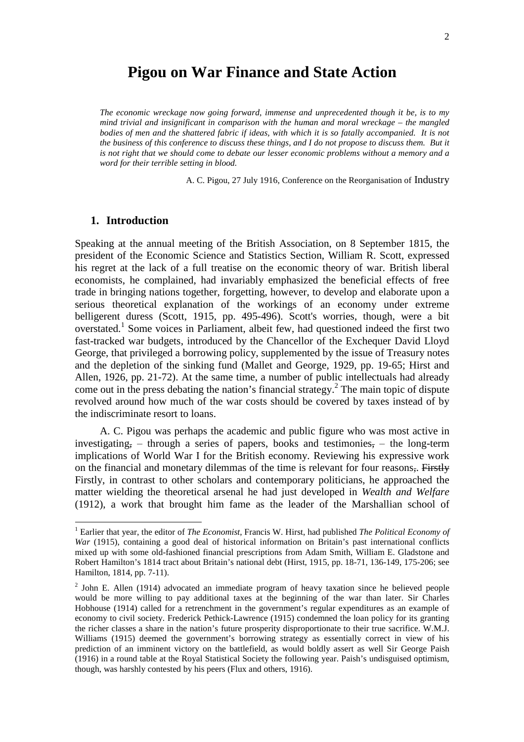# Pigou on War Finance and State Action

*The economic wreckage now going forward, immense and unprecedented though it be, is to my mind trivial and insignificant in comparison with the human and moral wreckage – the mangled bodies of men and the shattered fabric if ideas, with which it is so fatally accompanied. It is not the business of this conference to discuss these things, and I do not propose to discuss them. But it is not right that we should come to debate our lesser economic problems without a memory and a word for their terrible setting in blood.*

A. C. Pigou, 27 July 1916, Conference on the Reorganisation of Industry

## 1. Introduction

Speaking at the annual meeting of the British Association, on 8 September 1815, the president of the Economic Science and Statistics Section, William R. Scott, expressed his regret at the lack of a full treatise on the economic theory of war. British liberal economists, he complained, had invariably emphasized the beneficial effects of free trade in bringing nations together, forgetting, however, to develop and elaborate upon a serious theoretical explanation of the workings of an economy under extreme belligerent duress (Scott, 1915, pp. 495-496). Scott's worries, though, were a bit overstated.[1] Some voices in Parliament, albeit few, had questioned indeed the first two fast-tracked war budgets, introduced by the Chancellor of the Exchequer David Lloyd George, that privileged a borrowing policy, supplemented by the issue of Treasury notes and the depletion of the sinking fund (Mallet and George, 1929, pp. 19-65; Hirst and Allen, 1926, pp. 21-72). At the same time, a number of public intellectuals had already come out in the press debating the nation's financial strategy.[2] The main topic of dispute revolved around how much of the war costs should be covered by taxes instead of by the indiscriminate resort to loans.

A. C. Pigou was perhaps the academic and public figure who was most active in investigating, – through a series of papers, books and testimonies, – the long-term implications of World War I for the British economy. Reviewing his expressive work on the financial and monetary dilemmas of the time is relevant for four reasons,. ~~Firstly~~ Firstly, in contrast to other scholars and contemporary politicians, he approached the matter wielding the theoretical arsenal he had just developed in *Wealth and Welfare* (1912), a work that brought him fame as the leader of the Marshallian school of

[1] Earlier that year, the editor of *The Economist*, Francis W. Hirst, had published *The Political Economy of War* (1915), containing a good deal of historical information on Britain's past international conflicts mixed up with some old-fashioned financial prescriptions from Adam Smith, William E. Gladstone and Robert Hamilton's 1814 tract about Britain's national debt (Hirst, 1915, pp. 18-71, 136-149, 175-206; see Hamilton, 1814, pp. 7-11).

[2] John E. Allen (1914) advocated an immediate program of heavy taxation since he believed people would be more willing to pay additional taxes at the beginning of the war than later. Sir Charles Hobhouse (1914) called for a retrenchment in the government's regular expenditures as an example of economy to civil society. Frederick Pethick-Lawrence (1915) condemned the loan policy for its granting the richer classes a share in the nation's future prosperity disproportionate to their true sacrifice. W.M.J. Williams (1915) deemed the government's borrowing strategy as essentially correct in view of his prediction of an imminent victory on the battlefield, as would boldly assert as well Sir George Paish (1916) in a round table at the Royal Statistical Society the following year. Paish's undisguised optimism, though, was harshly contested by his peers (Flux and others, 1916).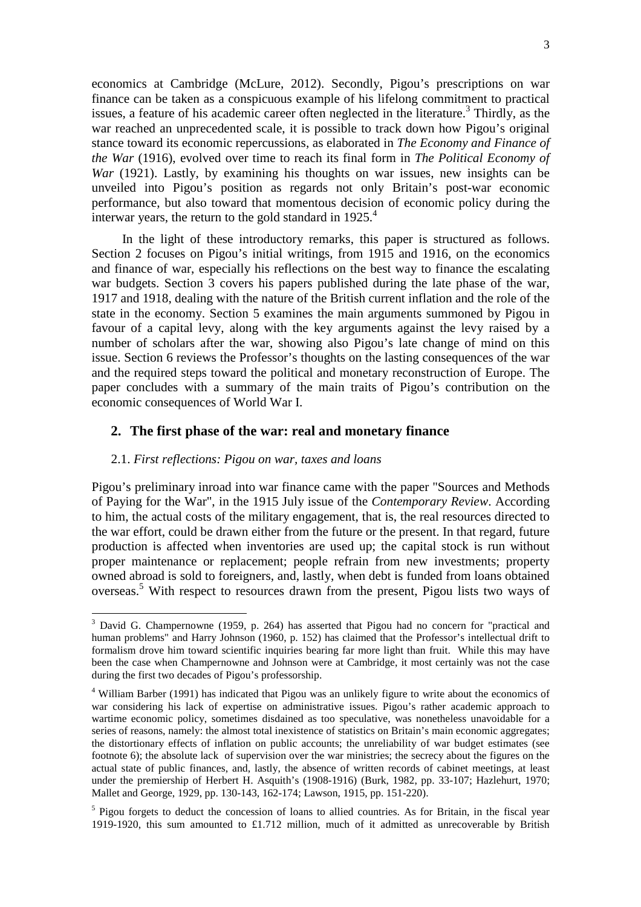economics at Cambridge (McLure, 2012). Secondly, Pigou's prescriptions on war finance can be taken as a conspicuous example of his lifelong commitment to practical issues, a feature of his academic career often neglected in the literature.[3] Thirdly, as the war reached an unprecedented scale, it is possible to track down how Pigou's original stance toward its economic repercussions, as elaborated in *The Economy and Finance of the War* (1916), evolved over time to reach its final form in *The Political Economy of War* (1921). Lastly, by examining his thoughts on war issues, new insights can be unveiled into Pigou's position as regards not only Britain's post-war economic performance, but also toward that momentous decision of economic policy during the interwar years, the return to the gold standard in 1925.[4]

In the light of these introductory remarks, this paper is structured as follows. Section 2 focuses on Pigou's initial writings, from 1915 and 1916, on the economics and finance of war, especially his reflections on the best way to finance the escalating war budgets. Section 3 covers his papers published during the late phase of the war, 1917 and 1918, dealing with the nature of the British current inflation and the role of the state in the economy. Section 5 examines the main arguments summoned by Pigou in favour of a capital levy, along with the key arguments against the levy raised by a number of scholars after the war, showing also Pigou's late change of mind on this issue. Section 6 reviews the Professor's thoughts on the lasting consequences of the war and the required steps toward the political and monetary reconstruction of Europe. The paper concludes with a summary of the main traits of Pigou's contribution on the economic consequences of World War I.

## 2. The first phase of the war: real and monetary finance

### 2.1. *First reflections: Pigou on war, taxes and loans*

Pigou's preliminary inroad into war finance came with the paper "Sources and Methods of Paying for the War", in the 1915 July issue of the *Contemporary Review*. According to him, the actual costs of the military engagement, that is, the real resources directed to the war effort, could be drawn either from the future or the present. In that regard, future production is affected when inventories are used up; the capital stock is run without proper maintenance or replacement; people refrain from new investments; property owned abroad is sold to foreigners, and, lastly, when debt is funded from loans obtained overseas.[5] With respect to resources drawn from the present, Pigou lists two ways of

---

[3] David G. Champernowne (1959, p. 264) has asserted that Pigou had no concern for "practical and human problems" and Harry Johnson (1960, p. 152) has claimed that the Professor's intellectual drift to formalism drove him toward scientific inquiries bearing far more light than fruit. While this may have been the case when Champernowne and Johnson were at Cambridge, it most certainly was not the case during the first two decades of Pigou's professorship.

[4] William Barber (1991) has indicated that Pigou was an unlikely figure to write about the economics of war considering his lack of expertise on administrative issues. Pigou's rather academic approach to wartime economic policy, sometimes disdained as too speculative, was nonetheless unavoidable for a series of reasons, namely: the almost total inexistence of statistics on Britain's main economic aggregates; the distortionary effects of inflation on public accounts; the unreliability of war budget estimates (see footnote 6); the absolute lack of supervision over the war ministries; the secrecy about the figures on the actual state of public finances, and, lastly, the absence of written records of cabinet meetings, at least under the premiership of Herbert H. Asquith's (1908-1916) (Burk, 1982, pp. 33-107; Hazlehurt, 1970; Mallet and George, 1929, pp. 130-143, 162-174; Lawson, 1915, pp. 151-220).

[5] Pigou forgets to deduct the concession of loans to allied countries. As for Britain, in the fiscal year 1919-1920, this sum amounted to £1.712 million, much of it admitted as unrecoverable by British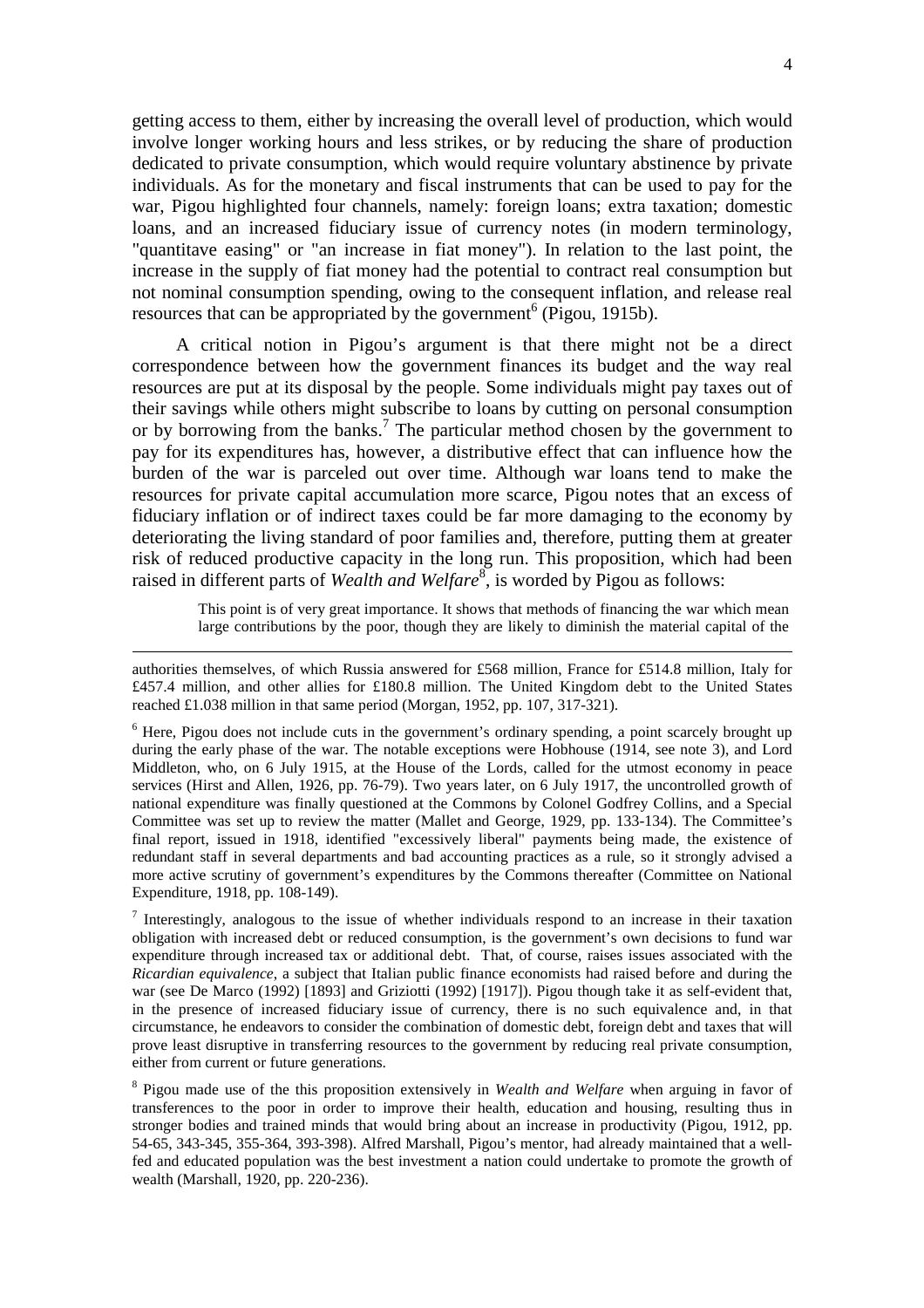getting access to them, either by increasing the overall level of production, which would involve longer working hours and less strikes, or by reducing the share of production dedicated to private consumption, which would require voluntary abstinence by private individuals. As for the monetary and fiscal instruments that can be used to pay for the war, Pigou highlighted four channels, namely: foreign loans; extra taxation; domestic loans, and an increased fiduciary issue of currency notes (in modern terminology, "quantitave easing" or "an increase in fiat money"). In relation to the last point, the increase in the supply of fiat money had the potential to contract real consumption but not nominal consumption spending, owing to the consequent inflation, and release real resources that can be appropriated by the government[6] (Pigou, 1915b).

A critical notion in Pigou's argument is that there might not be a direct correspondence between how the government finances its budget and the way real resources are put at its disposal by the people. Some individuals might pay taxes out of their savings while others might subscribe to loans by cutting on personal consumption or by borrowing from the banks.[7] The particular method chosen by the government to pay for its expenditures has, however, a distributive effect that can influence how the burden of the war is parceled out over time. Although war loans tend to make the resources for private capital accumulation more scarce, Pigou notes that an excess of fiduciary inflation or of indirect taxes could be far more damaging to the economy by deteriorating the living standard of poor families and, therefore, putting them at greater risk of reduced productive capacity in the long run. This proposition, which had been raised in different parts of *Wealth and Welfare*[8], is worded by Pigou as follows:

> This point is of very great importance. It shows that methods of financing the war which mean large contributions by the poor, though they are likely to diminish the material capital of the

---

authorities themselves, of which Russia answered for £568 million, France for £514.8 million, Italy for £457.4 million, and other allies for £180.8 million. The United Kingdom debt to the United States reached £1.038 million in that same period (Morgan, 1952, pp. 107, 317-321).

[6] Here, Pigou does not include cuts in the government's ordinary spending, a point scarcely brought up during the early phase of the war. The notable exceptions were Hobhouse (1914, see note 3), and Lord Middleton, who, on 6 July 1915, at the House of the Lords, called for the utmost economy in peace services (Hirst and Allen, 1926, pp. 76-79). Two years later, on 6 July 1917, the uncontrolled growth of national expenditure was finally questioned at the Commons by Colonel Godfrey Collins, and a Special Committee was set up to review the matter (Mallet and George, 1929, pp. 133-134). The Committee's final report, issued in 1918, identified "excessively liberal" payments being made, the existence of redundant staff in several departments and bad accounting practices as a rule, so it strongly advised a more active scrutiny of government's expenditures by the Commons thereafter (Committee on National Expenditure, 1918, pp. 108-149).

[7] Interestingly, analogous to the issue of whether individuals respond to an increase in their taxation obligation with increased debt or reduced consumption, is the government's own decisions to fund war expenditure through increased tax or additional debt. That, of course, raises issues associated with the *Ricardian equivalence*, a subject that Italian public finance economists had raised before and during the war (see De Marco (1992) [1893] and Griziotti (1992) [1917]). Pigou though take it as self-evident that, in the presence of increased fiduciary issue of currency, there is no such equivalence and, in that circumstance, he endeavors to consider the combination of domestic debt, foreign debt and taxes that will prove least disruptive in transferring resources to the government by reducing real private consumption, either from current or future generations.

[8] Pigou made use of the this proposition extensively in *Wealth and Welfare* when arguing in favor of transferences to the poor in order to improve their health, education and housing, resulting thus in stronger bodies and trained minds that would bring about an increase in productivity (Pigou, 1912, pp. 54-65, 343-345, 355-364, 393-398). Alfred Marshall, Pigou's mentor, had already maintained that a well-fed and educated population was the best investment a nation could undertake to promote the growth of wealth (Marshall, 1920, pp. 220-236).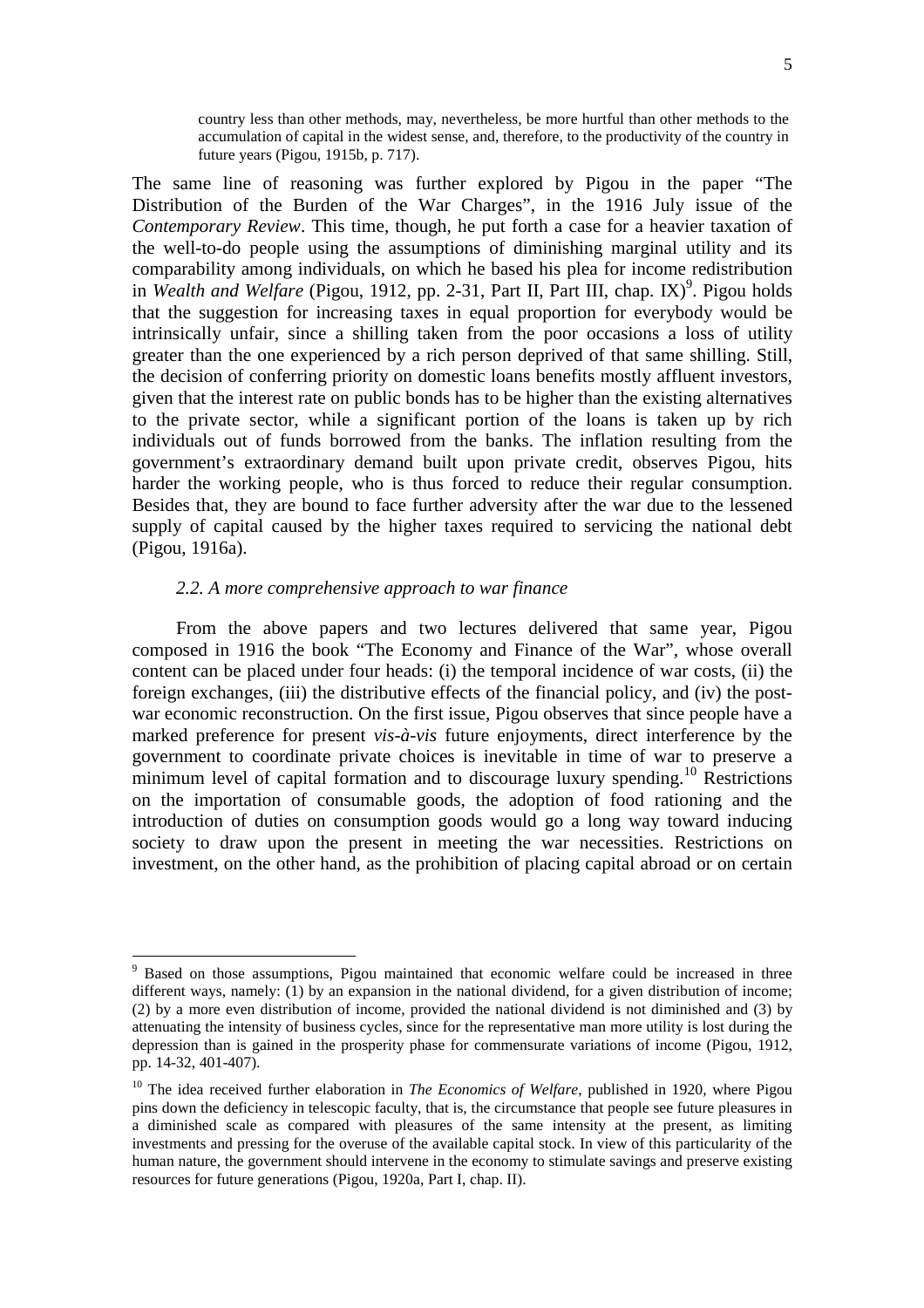> country less than other methods, may, nevertheless, be more hurtful than other methods to the accumulation of capital in the widest sense, and, therefore, to the productivity of the country in future years (Pigou, 1915b, p. 717).

The same line of reasoning was further explored by Pigou in the paper "The Distribution of the Burden of the War Charges", in the 1916 July issue of the *Contemporary Review*. This time, though, he put forth a case for a heavier taxation of the well-to-do people using the assumptions of diminishing marginal utility and its comparability among individuals, on which he based his plea for income redistribution in *Wealth and Welfare* (Pigou, 1912, pp. 2-31, Part II, Part III, chap. IX)[9]. Pigou holds that the suggestion for increasing taxes in equal proportion for everybody would be intrinsically unfair, since a shilling taken from the poor occasions a loss of utility greater than the one experienced by a rich person deprived of that same shilling. Still, the decision of conferring priority on domestic loans benefits mostly affluent investors, given that the interest rate on public bonds has to be higher than the existing alternatives to the private sector, while a significant portion of the loans is taken up by rich individuals out of funds borrowed from the banks. The inflation resulting from the government's extraordinary demand built upon private credit, observes Pigou, hits harder the working people, who is thus forced to reduce their regular consumption. Besides that, they are bound to face further adversity after the war due to the lessened supply of capital caused by the higher taxes required to servicing the national debt (Pigou, 1916a).

### *2.2. A more comprehensive approach to war finance*

From the above papers and two lectures delivered that same year, Pigou composed in 1916 the book "The Economy and Finance of the War", whose overall content can be placed under four heads: (i) the temporal incidence of war costs, (ii) the foreign exchanges, (iii) the distributive effects of the financial policy, and (iv) the post-war economic reconstruction. On the first issue, Pigou observes that since people have a marked preference for present *vis-à-vis* future enjoyments, direct interference by the government to coordinate private choices is inevitable in time of war to preserve a minimum level of capital formation and to discourage luxury spending.[10] Restrictions on the importation of consumable goods, the adoption of food rationing and the introduction of duties on consumption goods would go a long way toward inducing society to draw upon the present in meeting the war necessities. Restrictions on investment, on the other hand, as the prohibition of placing capital abroad or on certain

---

[9] Based on those assumptions, Pigou maintained that economic welfare could be increased in three different ways, namely: (1) by an expansion in the national dividend, for a given distribution of income; (2) by a more even distribution of income, provided the national dividend is not diminished and (3) by attenuating the intensity of business cycles, since for the representative man more utility is lost during the depression than is gained in the prosperity phase for commensurate variations of income (Pigou, 1912, pp. 14-32, 401-407).

[10] The idea received further elaboration in *The Economics of Welfare*, published in 1920, where Pigou pins down the deficiency in telescopic faculty, that is, the circumstance that people see future pleasures in a diminished scale as compared with pleasures of the same intensity at the present, as limiting investments and pressing for the overuse of the available capital stock. In view of this particularity of the human nature, the government should intervene in the economy to stimulate savings and preserve existing resources for future generations (Pigou, 1920a, Part I, chap. II).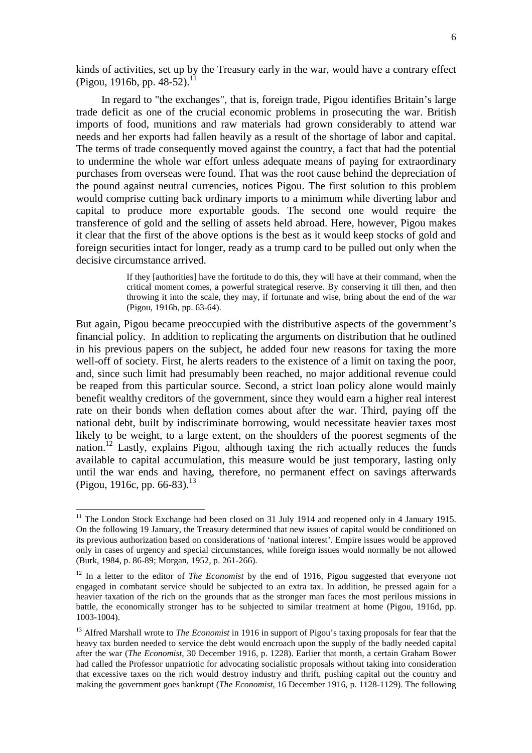kinds of activities, set up by the Treasury early in the war, would have a contrary effect (Pigou, 1916b, pp. 48-52).[11]

In regard to "the exchanges", that is, foreign trade, Pigou identifies Britain's large trade deficit as one of the crucial economic problems in prosecuting the war. British imports of food, munitions and raw materials had grown considerably to attend war needs and her exports had fallen heavily as a result of the shortage of labor and capital. The terms of trade consequently moved against the country, a fact that had the potential to undermine the whole war effort unless adequate means of paying for extraordinary purchases from overseas were found. That was the root cause behind the depreciation of the pound against neutral currencies, notices Pigou. The first solution to this problem would comprise cutting back ordinary imports to a minimum while diverting labor and capital to produce more exportable goods. The second one would require the transference of gold and the selling of assets held abroad. Here, however, Pigou makes it clear that the first of the above options is the best as it would keep stocks of gold and foreign securities intact for longer, ready as a trump card to be pulled out only when the decisive circumstance arrived.

> If they [authorities] have the fortitude to do this, they will have at their command, when the critical moment comes, a powerful strategical reserve. By conserving it till then, and then throwing it into the scale, they may, if fortunate and wise, bring about the end of the war (Pigou, 1916b, pp. 63-64).

But again, Pigou became preoccupied with the distributive aspects of the government's financial policy. In addition to replicating the arguments on distribution that he outlined in his previous papers on the subject, he added four new reasons for taxing the more well-off of society. First, he alerts readers to the existence of a limit on taxing the poor, and, since such limit had presumably been reached, no major additional revenue could be reaped from this particular source. Second, a strict loan policy alone would mainly benefit wealthy creditors of the government, since they would earn a higher real interest rate on their bonds when deflation comes about after the war. Third, paying off the national debt, built by indiscriminate borrowing, would necessitate heavier taxes most likely to be weight, to a large extent, on the shoulders of the poorest segments of the nation.[12] Lastly, explains Pigou, although taxing the rich actually reduces the funds available to capital accumulation, this measure would be just temporary, lasting only until the war ends and having, therefore, no permanent effect on savings afterwards (Pigou, 1916c, pp. 66-83).[13]

---

[11] The London Stock Exchange had been closed on 31 July 1914 and reopened only in 4 January 1915. On the following 19 January, the Treasury determined that new issues of capital would be conditioned on its previous authorization based on considerations of 'national interest'. Empire issues would be approved only in cases of urgency and special circumstances, while foreign issues would normally be not allowed (Burk, 1984, p. 86-89; Morgan, 1952, p. 261-266).

[12] In a letter to the editor of *The Economist* by the end of 1916, Pigou suggested that everyone not engaged in combatant service should be subjected to an extra tax. In addition, he pressed again for a heavier taxation of the rich on the grounds that as the stronger man faces the most perilous missions in battle, the economically stronger has to be subjected to similar treatment at home (Pigou, 1916d, pp. 1003-1004).

[13] Alfred Marshall wrote to *The Economist* in 1916 in support of Pigou's taxing proposals for fear that the heavy tax burden needed to service the debt would encroach upon the supply of the badly needed capital after the war (*The Economist*, 30 December 1916, p. 1228). Earlier that month, a certain Graham Bower had called the Professor unpatriotic for advocating socialistic proposals without taking into consideration that excessive taxes on the rich would destroy industry and thrift, pushing capital out the country and making the government goes bankrupt (*The Economist*, 16 December 1916, p. 1128-1129). The following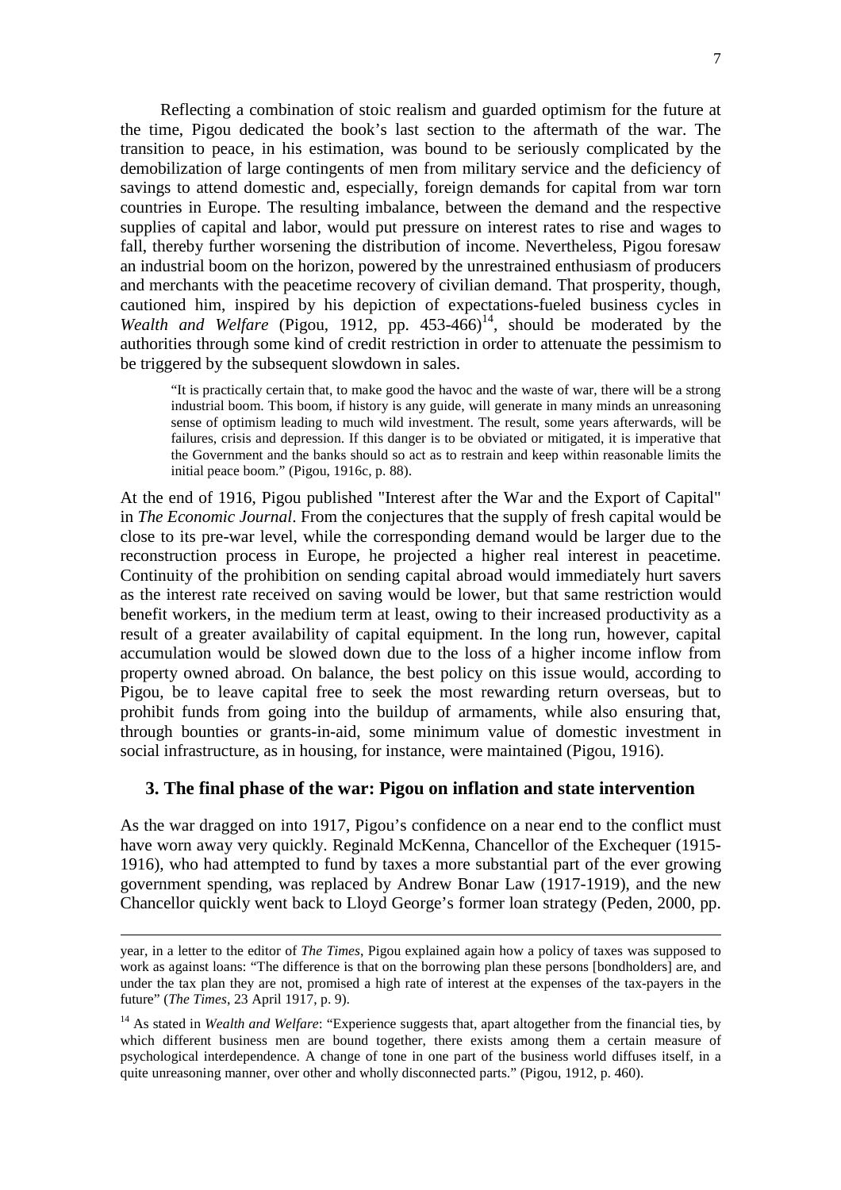Reflecting a combination of stoic realism and guarded optimism for the future at the time, Pigou dedicated the book's last section to the aftermath of the war. The transition to peace, in his estimation, was bound to be seriously complicated by the demobilization of large contingents of men from military service and the deficiency of savings to attend domestic and, especially, foreign demands for capital from war torn countries in Europe. The resulting imbalance, between the demand and the respective supplies of capital and labor, would put pressure on interest rates to rise and wages to fall, thereby further worsening the distribution of income. Nevertheless, Pigou foresaw an industrial boom on the horizon, powered by the unrestrained enthusiasm of producers and merchants with the peacetime recovery of civilian demand. That prosperity, though, cautioned him, inspired by his depiction of expectations-fueled business cycles in *Wealth and Welfare* (Pigou, 1912, pp. 453-466)[14], should be moderated by the authorities through some kind of credit restriction in order to attenuate the pessimism to be triggered by the subsequent slowdown in sales.

> "It is practically certain that, to make good the havoc and the waste of war, there will be a strong industrial boom. This boom, if history is any guide, will generate in many minds an unreasoning sense of optimism leading to much wild investment. The result, some years afterwards, will be failures, crisis and depression. If this danger is to be obviated or mitigated, it is imperative that the Government and the banks should so act as to restrain and keep within reasonable limits the initial peace boom." (Pigou, 1916c, p. 88).

At the end of 1916, Pigou published "Interest after the War and the Export of Capital" in *The Economic Journal*. From the conjectures that the supply of fresh capital would be close to its pre-war level, while the corresponding demand would be larger due to the reconstruction process in Europe, he projected a higher real interest in peacetime. Continuity of the prohibition on sending capital abroad would immediately hurt savers as the interest rate received on saving would be lower, but that same restriction would benefit workers, in the medium term at least, owing to their increased productivity as a result of a greater availability of capital equipment. In the long run, however, capital accumulation would be slowed down due to the loss of a higher income inflow from property owned abroad. On balance, the best policy on this issue would, according to Pigou, be to leave capital free to seek the most rewarding return overseas, but to prohibit funds from going into the buildup of armaments, while also ensuring that, through bounties or grants-in-aid, some minimum value of domestic investment in social infrastructure, as in housing, for instance, were maintained (Pigou, 1916).

## 3. The final phase of the war: Pigou on inflation and state intervention

As the war dragged on into 1917, Pigou's confidence on a near end to the conflict must have worn away very quickly. Reginald McKenna, Chancellor of the Exchequer (1915-1916), who had attempted to fund by taxes a more substantial part of the ever growing government spending, was replaced by Andrew Bonar Law (1917-1919), and the new Chancellor quickly went back to Lloyd George's former loan strategy (Peden, 2000, pp.

---

year, in a letter to the editor of *The Times*, Pigou explained again how a policy of taxes was supposed to work as against loans: "The difference is that on the borrowing plan these persons [bondholders] are, and under the tax plan they are not, promised a high rate of interest at the expenses of the tax-payers in the future" (*The Times*, 23 April 1917, p. 9).

[14] As stated in *Wealth and Welfare*: "Experience suggests that, apart altogether from the financial ties, by which different business men are bound together, there exists among them a certain measure of psychological interdependence. A change of tone in one part of the business world diffuses itself, in a quite unreasoning manner, over other and wholly disconnected parts." (Pigou, 1912, p. 460).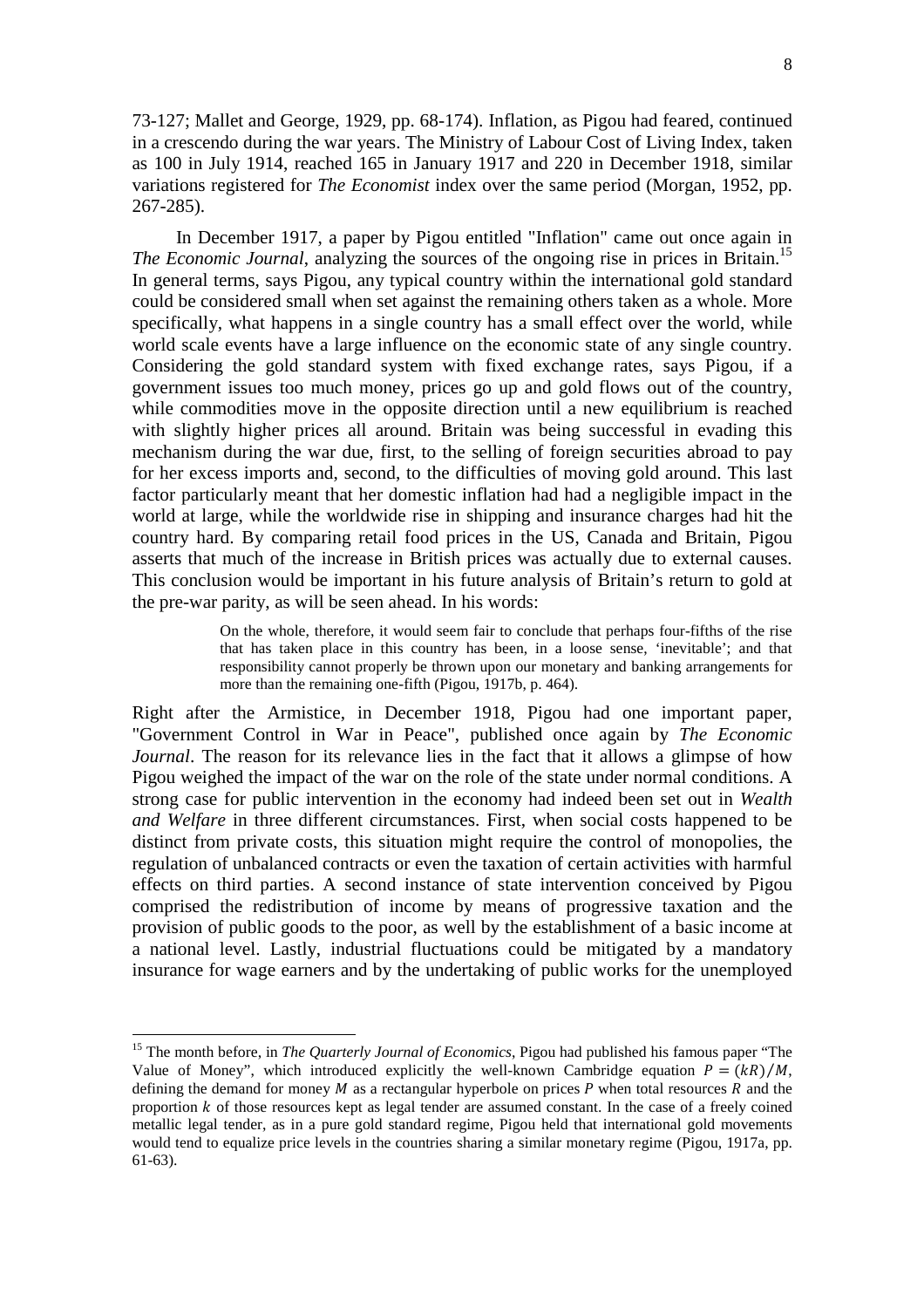73-127; Mallet and George, 1929, pp. 68-174). Inflation, as Pigou had feared, continued in a crescendo during the war years. The Ministry of Labour Cost of Living Index, taken as 100 in July 1914, reached 165 in January 1917 and 220 in December 1918, similar variations registered for *The Economist* index over the same period (Morgan, 1952, pp. 267-285).

In December 1917, a paper by Pigou entitled "Inflation" came out once again in *The Economic Journal*, analyzing the sources of the ongoing rise in prices in Britain.[15] In general terms, says Pigou, any typical country within the international gold standard could be considered small when set against the remaining others taken as a whole. More specifically, what happens in a single country has a small effect over the world, while world scale events have a large influence on the economic state of any single country. Considering the gold standard system with fixed exchange rates, says Pigou, if a government issues too much money, prices go up and gold flows out of the country, while commodities move in the opposite direction until a new equilibrium is reached with slightly higher prices all around. Britain was being successful in evading this mechanism during the war due, first, to the selling of foreign securities abroad to pay for her excess imports and, second, to the difficulties of moving gold around. This last factor particularly meant that her domestic inflation had had a negligible impact in the world at large, while the worldwide rise in shipping and insurance charges had hit the country hard. By comparing retail food prices in the US, Canada and Britain, Pigou asserts that much of the increase in British prices was actually due to external causes. This conclusion would be important in his future analysis of Britain's return to gold at the pre-war parity, as will be seen ahead. In his words:

> On the whole, therefore, it would seem fair to conclude that perhaps four-fifths of the rise that has taken place in this country has been, in a loose sense, 'inevitable'; and that responsibility cannot properly be thrown upon our monetary and banking arrangements for more than the remaining one-fifth (Pigou, 1917b, p. 464).

Right after the Armistice, in December 1918, Pigou had one important paper, "Government Control in War in Peace", published once again by *The Economic Journal*. The reason for its relevance lies in the fact that it allows a glimpse of how Pigou weighed the impact of the war on the role of the state under normal conditions. A strong case for public intervention in the economy had indeed been set out in *Wealth and Welfare* in three different circumstances. First, when social costs happened to be distinct from private costs, this situation might require the control of monopolies, the regulation of unbalanced contracts or even the taxation of certain activities with harmful effects on third parties. A second instance of state intervention conceived by Pigou comprised the redistribution of income by means of progressive taxation and the provision of public goods to the poor, as well by the establishment of a basic income at a national level. Lastly, industrial fluctuations could be mitigated by a mandatory insurance for wage earners and by the undertaking of public works for the unemployed

---

[15] The month before, in *The Quarterly Journal of Economics*, Pigou had published his famous paper "The Value of Money", which introduced explicitly the well-known Cambridge equation $P = (kR)/M$, defining the demand for money $M$ as a rectangular hyperbole on prices $P$ when total resources $R$ and the proportion $k$ of those resources kept as legal tender are assumed constant. In the case of a freely coined metallic legal tender, as in a pure gold standard regime, Pigou held that international gold movements would tend to equalize price levels in the countries sharing a similar monetary regime (Pigou, 1917a, pp. 61-63).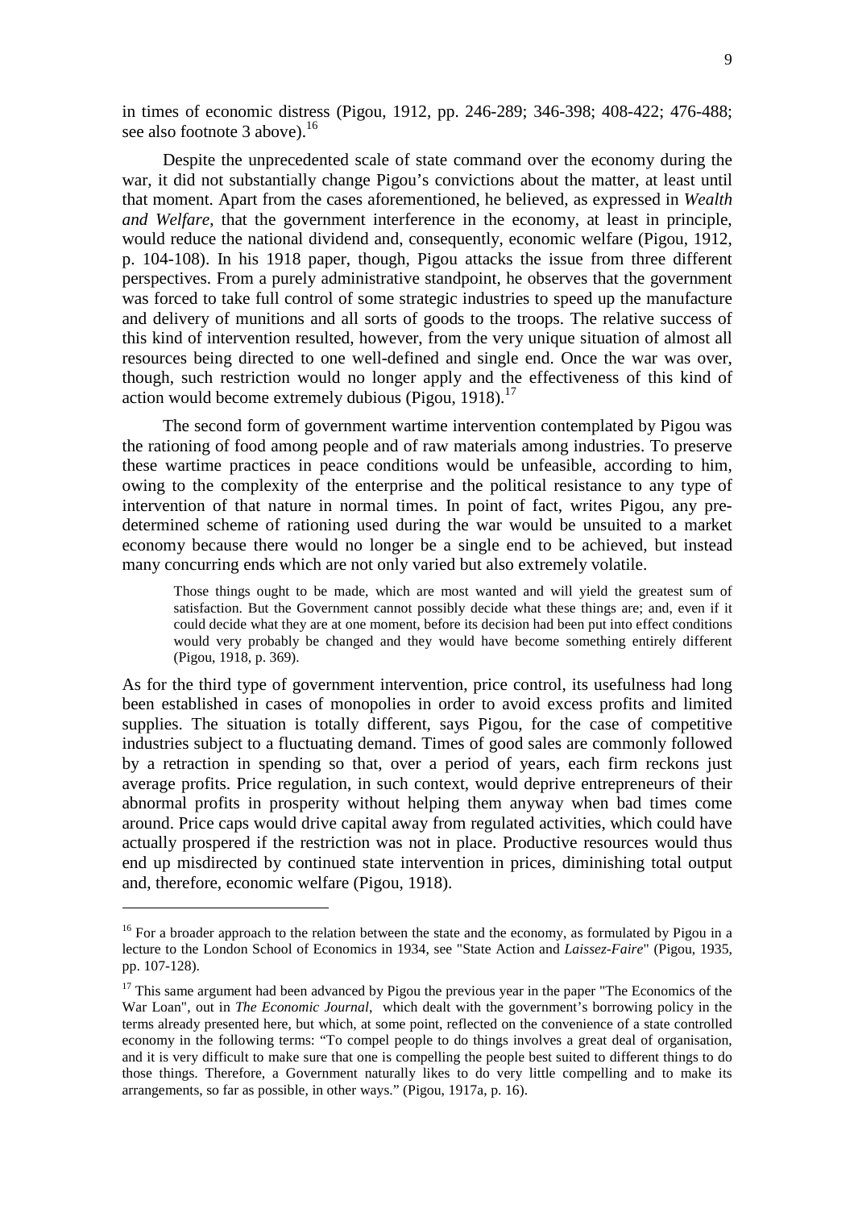in times of economic distress (Pigou, 1912, pp. 246-289; 346-398; 408-422; 476-488; see also footnote 3 above).[16]

Despite the unprecedented scale of state command over the economy during the war, it did not substantially change Pigou's convictions about the matter, at least until that moment. Apart from the cases aforementioned, he believed, as expressed in *Wealth and Welfare*, that the government interference in the economy, at least in principle, would reduce the national dividend and, consequently, economic welfare (Pigou, 1912, p. 104-108). In his 1918 paper, though, Pigou attacks the issue from three different perspectives. From a purely administrative standpoint, he observes that the government was forced to take full control of some strategic industries to speed up the manufacture and delivery of munitions and all sorts of goods to the troops. The relative success of this kind of intervention resulted, however, from the very unique situation of almost all resources being directed to one well-defined and single end. Once the war was over, though, such restriction would no longer apply and the effectiveness of this kind of action would become extremely dubious (Pigou, 1918).[17]

The second form of government wartime intervention contemplated by Pigou was the rationing of food among people and of raw materials among industries. To preserve these wartime practices in peace conditions would be unfeasible, according to him, owing to the complexity of the enterprise and the political resistance to any type of intervention of that nature in normal times. In point of fact, writes Pigou, any pre-determined scheme of rationing used during the war would be unsuited to a market economy because there would no longer be a single end to be achieved, but instead many concurring ends which are not only varied but also extremely volatile.

> Those things ought to be made, which are most wanted and will yield the greatest sum of satisfaction. But the Government cannot possibly decide what these things are; and, even if it could decide what they are at one moment, before its decision had been put into effect conditions would very probably be changed and they would have become something entirely different (Pigou, 1918, p. 369).

As for the third type of government intervention, price control, its usefulness had long been established in cases of monopolies in order to avoid excess profits and limited supplies. The situation is totally different, says Pigou, for the case of competitive industries subject to a fluctuating demand. Times of good sales are commonly followed by a retraction in spending so that, over a period of years, each firm reckons just average profits. Price regulation, in such context, would deprive entrepreneurs of their abnormal profits in prosperity without helping them anyway when bad times come around. Price caps would drive capital away from regulated activities, which could have actually prospered if the restriction was not in place. Productive resources would thus end up misdirected by continued state intervention in prices, diminishing total output and, therefore, economic welfare (Pigou, 1918).

---

[16] For a broader approach to the relation between the state and the economy, as formulated by Pigou in a lecture to the London School of Economics in 1934, see "State Action and *Laissez-Faire*" (Pigou, 1935, pp. 107-128).

[17] This same argument had been advanced by Pigou the previous year in the paper "The Economics of the War Loan", out in *The Economic Journal*, which dealt with the government's borrowing policy in the terms already presented here, but which, at some point, reflected on the convenience of a state controlled economy in the following terms: "To compel people to do things involves a great deal of organisation, and it is very difficult to make sure that one is compelling the people best suited to different things to do those things. Therefore, a Government naturally likes to do very little compelling and to make its arrangements, so far as possible, in other ways." (Pigou, 1917a, p. 16).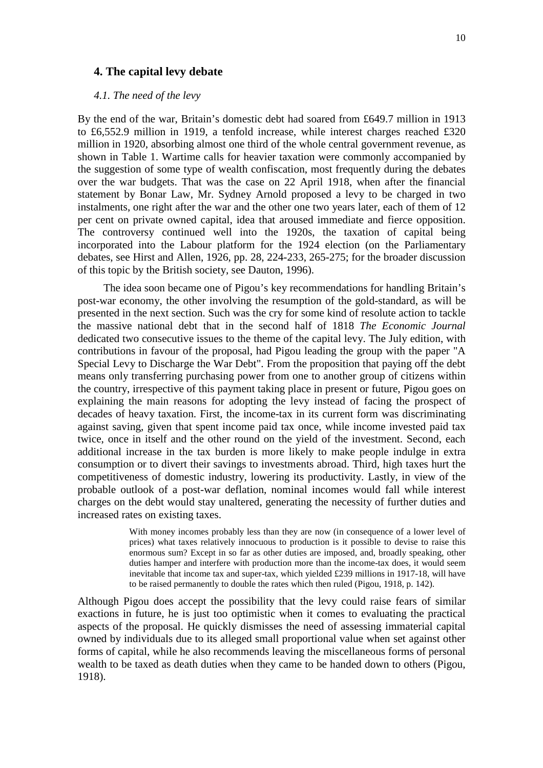## 4. The capital levy debate

### *4.1. The need of the levy*

By the end of the war, Britain's domestic debt had soared from £649.7 million in 1913 to £6,552.9 million in 1919, a tenfold increase, while interest charges reached £320 million in 1920, absorbing almost one third of the whole central government revenue, as shown in Table 1. Wartime calls for heavier taxation were commonly accompanied by the suggestion of some type of wealth confiscation, most frequently during the debates over the war budgets. That was the case on 22 April 1918, when after the financial statement by Bonar Law, Mr. Sydney Arnold proposed a levy to be charged in two instalments, one right after the war and the other one two years later, each of them of 12 per cent on private owned capital, idea that aroused immediate and fierce opposition. The controversy continued well into the 1920s, the taxation of capital being incorporated into the Labour platform for the 1924 election (on the Parliamentary debates, see Hirst and Allen, 1926, pp. 28, 224-233, 265-275; for the broader discussion of this topic by the British society, see Dauton, 1996).

The idea soon became one of Pigou's key recommendations for handling Britain's post-war economy, the other involving the resumption of the gold-standard, as will be presented in the next section. Such was the cry for some kind of resolute action to tackle the massive national debt that in the second half of 1818 *The Economic Journal* dedicated two consecutive issues to the theme of the capital levy. The July edition, with contributions in favour of the proposal, had Pigou leading the group with the paper "A Special Levy to Discharge the War Debt". From the proposition that paying off the debt means only transferring purchasing power from one to another group of citizens within the country, irrespective of this payment taking place in present or future, Pigou goes on explaining the main reasons for adopting the levy instead of facing the prospect of decades of heavy taxation. First, the income-tax in its current form was discriminating against saving, given that spent income paid tax once, while income invested paid tax twice, once in itself and the other round on the yield of the investment. Second, each additional increase in the tax burden is more likely to make people indulge in extra consumption or to divert their savings to investments abroad. Third, high taxes hurt the competitiveness of domestic industry, lowering its productivity. Lastly, in view of the probable outlook of a post-war deflation, nominal incomes would fall while interest charges on the debt would stay unaltered, generating the necessity of further duties and increased rates on existing taxes.

> With money incomes probably less than they are now (in consequence of a lower level of prices) what taxes relatively innocuous to production is it possible to devise to raise this enormous sum? Except in so far as other duties are imposed, and, broadly speaking, other duties hamper and interfere with production more than the income-tax does, it would seem inevitable that income tax and super-tax, which yielded £239 millions in 1917-18, will have to be raised permanently to double the rates which then ruled (Pigou, 1918, p. 142).

Although Pigou does accept the possibility that the levy could raise fears of similar exactions in future, he is just too optimistic when it comes to evaluating the practical aspects of the proposal. He quickly dismisses the need of assessing immaterial capital owned by individuals due to its alleged small proportional value when set against other forms of capital, while he also recommends leaving the miscellaneous forms of personal wealth to be taxed as death duties when they came to be handed down to others (Pigou, 1918).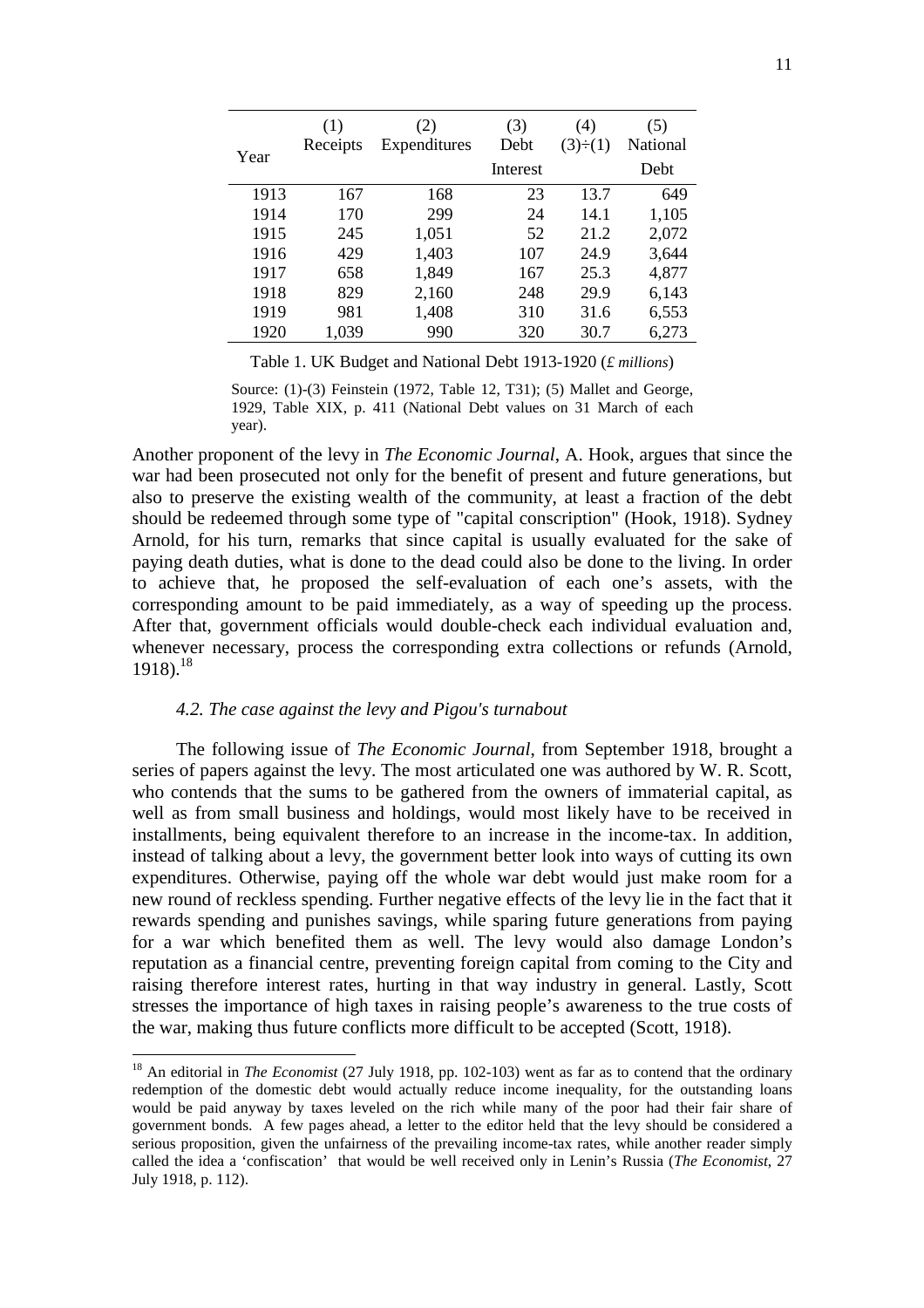| Year | (1) Receipts | (2) Expenditures | (3) Debt Interest | (4) (3)÷(1) | (5) National Debt |
|---|---|---|---|---|---|
| 1913 | 167 | 168 | 23 | 13.7 | 649 |
| 1914 | 170 | 299 | 24 | 14.1 | 1,105 |
| 1915 | 245 | 1,051 | 52 | 21.2 | 2,072 |
| 1916 | 429 | 1,403 | 107 | 24.9 | 3,644 |
| 1917 | 658 | 1,849 | 167 | 25.3 | 4,877 |
| 1918 | 829 | 2,160 | 248 | 29.9 | 6,143 |
| 1919 | 981 | 1,408 | 310 | 31.6 | 6,553 |
| 1920 | 1,039 | 990 | 320 | 30.7 | 6,273 |

Table 1. UK Budget and National Debt 1913-1920 (*£ millions*)

Source: (1)-(3) Feinstein (1972, Table 12, T31); (5) Mallet and George, 1929, Table XIX, p. 411 (National Debt values on 31 March of each year).

Another proponent of the levy in *The Economic Journal*, A. Hook, argues that since the war had been prosecuted not only for the benefit of present and future generations, but also to preserve the existing wealth of the community, at least a fraction of the debt should be redeemed through some type of "capital conscription" (Hook, 1918). Sydney Arnold, for his turn, remarks that since capital is usually evaluated for the sake of paying death duties, what is done to the dead could also be done to the living. In order to achieve that, he proposed the self-evaluation of each one's assets, with the corresponding amount to be paid immediately, as a way of speeding up the process. After that, government officials would double-check each individual evaluation and, whenever necessary, process the corresponding extra collections or refunds (Arnold, 1918).[18]

### *4.2. The case against the levy and Pigou's turnabout*

The following issue of *The Economic Journal*, from September 1918, brought a series of papers against the levy. The most articulated one was authored by W. R. Scott, who contends that the sums to be gathered from the owners of immaterial capital, as well as from small business and holdings, would most likely have to be received in installments, being equivalent therefore to an increase in the income-tax. In addition, instead of talking about a levy, the government better look into ways of cutting its own expenditures. Otherwise, paying off the whole war debt would just make room for a new round of reckless spending. Further negative effects of the levy lie in the fact that it rewards spending and punishes savings, while sparing future generations from paying for a war which benefited them as well. The levy would also damage London's reputation as a financial centre, preventing foreign capital from coming to the City and raising therefore interest rates, hurting in that way industry in general. Lastly, Scott stresses the importance of high taxes in raising people's awareness to the true costs of the war, making thus future conflicts more difficult to be accepted (Scott, 1918).

[18] An editorial in *The Economist* (27 July 1918, pp. 102-103) went as far as to contend that the ordinary redemption of the domestic debt would actually reduce income inequality, for the outstanding loans would be paid anyway by taxes leveled on the rich while many of the poor had their fair share of government bonds. A few pages ahead, a letter to the editor held that the levy should be considered a serious proposition, given the unfairness of the prevailing income-tax rates, while another reader simply called the idea a 'confiscation' that would be well received only in Lenin's Russia (*The Economist*, 27 July 1918, p. 112).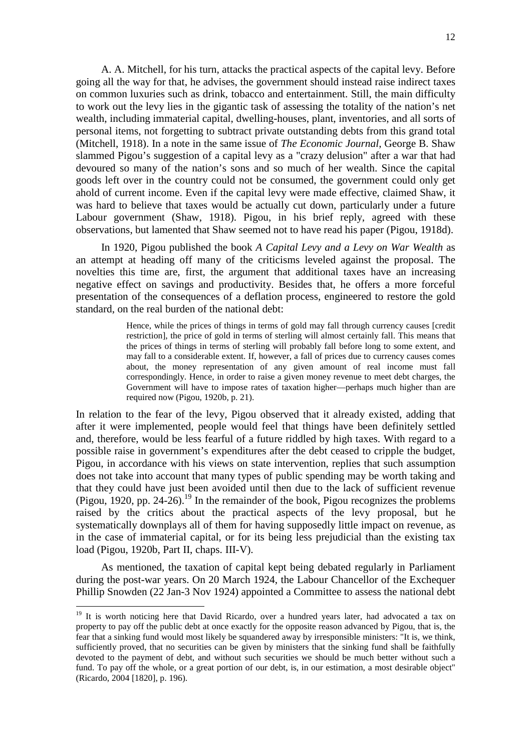A. A. Mitchell, for his turn, attacks the practical aspects of the capital levy. Before going all the way for that, he advises, the government should instead raise indirect taxes on common luxuries such as drink, tobacco and entertainment. Still, the main difficulty to work out the levy lies in the gigantic task of assessing the totality of the nation's net wealth, including immaterial capital, dwelling-houses, plant, inventories, and all sorts of personal items, not forgetting to subtract private outstanding debts from this grand total (Mitchell, 1918). In a note in the same issue of *The Economic Journal*, George B. Shaw slammed Pigou's suggestion of a capital levy as a "crazy delusion" after a war that had devoured so many of the nation's sons and so much of her wealth. Since the capital goods left over in the country could not be consumed, the government could only get ahold of current income. Even if the capital levy were made effective, claimed Shaw, it was hard to believe that taxes would be actually cut down, particularly under a future Labour government (Shaw, 1918). Pigou, in his brief reply, agreed with these observations, but lamented that Shaw seemed not to have read his paper (Pigou, 1918d).

In 1920, Pigou published the book *A Capital Levy and a Levy on War Wealth* as an attempt at heading off many of the criticisms leveled against the proposal. The novelties this time are, first, the argument that additional taxes have an increasing negative effect on savings and productivity. Besides that, he offers a more forceful presentation of the consequences of a deflation process, engineered to restore the gold standard, on the real burden of the national debt:

> Hence, while the prices of things in terms of gold may fall through currency causes [credit restriction], the price of gold in terms of sterling will almost certainly fall. This means that the prices of things in terms of sterling will probably fall before long to some extent, and may fall to a considerable extent. If, however, a fall of prices due to currency causes comes about, the money representation of any given amount of real income must fall correspondingly. Hence, in order to raise a given money revenue to meet debt charges, the Government will have to impose rates of taxation higher—perhaps much higher than are required now (Pigou, 1920b, p. 21).

In relation to the fear of the levy, Pigou observed that it already existed, adding that after it were implemented, people would feel that things have been definitely settled and, therefore, would be less fearful of a future riddled by high taxes. With regard to a possible raise in government's expenditures after the debt ceased to cripple the budget, Pigou, in accordance with his views on state intervention, replies that such assumption does not take into account that many types of public spending may be worth taking and that they could have just been avoided until then due to the lack of sufficient revenue (Pigou, 1920, pp. 24-26).[19] In the remainder of the book, Pigou recognizes the problems raised by the critics about the practical aspects of the levy proposal, but he systematically downplays all of them for having supposedly little impact on revenue, as in the case of immaterial capital, or for its being less prejudicial than the existing tax load (Pigou, 1920b, Part II, chaps. III-V).

As mentioned, the taxation of capital kept being debated regularly in Parliament during the post-war years. On 20 March 1924, the Labour Chancellor of the Exchequer Phillip Snowden (22 Jan-3 Nov 1924) appointed a Committee to assess the national debt

---

[19] It is worth noticing here that David Ricardo, over a hundred years later, had advocated a tax on property to pay off the public debt at once exactly for the opposite reason advanced by Pigou, that is, the fear that a sinking fund would most likely be squandered away by irresponsible ministers: "It is, we think, sufficiently proved, that no securities can be given by ministers that the sinking fund shall be faithfully devoted to the payment of debt, and without such securities we should be much better without such a fund. To pay off the whole, or a great portion of our debt, is, in our estimation, a most desirable object" (Ricardo, 2004 [1820], p. 196).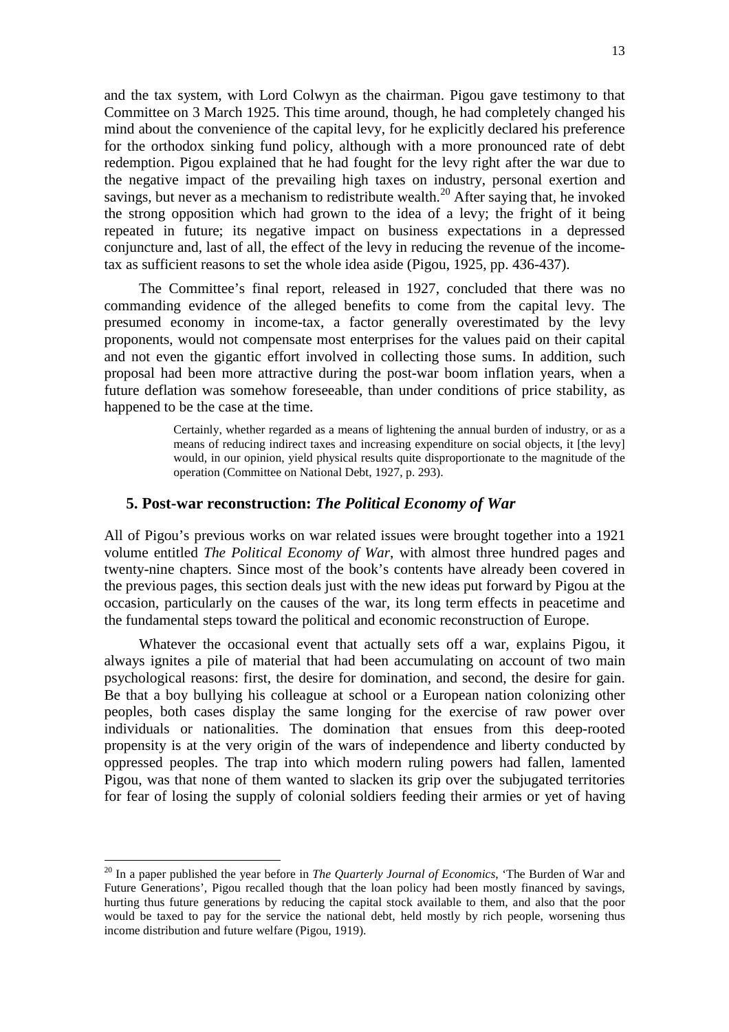and the tax system, with Lord Colwyn as the chairman. Pigou gave testimony to that Committee on 3 March 1925. This time around, though, he had completely changed his mind about the convenience of the capital levy, for he explicitly declared his preference for the orthodox sinking fund policy, although with a more pronounced rate of debt redemption. Pigou explained that he had fought for the levy right after the war due to the negative impact of the prevailing high taxes on industry, personal exertion and savings, but never as a mechanism to redistribute wealth.[20] After saying that, he invoked the strong opposition which had grown to the idea of a levy; the fright of it being repeated in future; its negative impact on business expectations in a depressed conjuncture and, last of all, the effect of the levy in reducing the revenue of the income-tax as sufficient reasons to set the whole idea aside (Pigou, 1925, pp. 436-437).

The Committee's final report, released in 1927, concluded that there was no commanding evidence of the alleged benefits to come from the capital levy. The presumed economy in income-tax, a factor generally overestimated by the levy proponents, would not compensate most enterprises for the values paid on their capital and not even the gigantic effort involved in collecting those sums. In addition, such proposal had been more attractive during the post-war boom inflation years, when a future deflation was somehow foreseeable, than under conditions of price stability, as happened to be the case at the time.

> Certainly, whether regarded as a means of lightening the annual burden of industry, or as a means of reducing indirect taxes and increasing expenditure on social objects, it [the levy] would, in our opinion, yield physical results quite disproportionate to the magnitude of the operation (Committee on National Debt, 1927, p. 293).

## 5. Post-war reconstruction: *The Political Economy of War*

All of Pigou's previous works on war related issues were brought together into a 1921 volume entitled *The Political Economy of War*, with almost three hundred pages and twenty-nine chapters. Since most of the book's contents have already been covered in the previous pages, this section deals just with the new ideas put forward by Pigou at the occasion, particularly on the causes of the war, its long term effects in peacetime and the fundamental steps toward the political and economic reconstruction of Europe.

Whatever the occasional event that actually sets off a war, explains Pigou, it always ignites a pile of material that had been accumulating on account of two main psychological reasons: first, the desire for domination, and second, the desire for gain. Be that a boy bullying his colleague at school or a European nation colonizing other peoples, both cases display the same longing for the exercise of raw power over individuals or nationalities. The domination that ensues from this deep-rooted propensity is at the very origin of the wars of independence and liberty conducted by oppressed peoples. The trap into which modern ruling powers had fallen, lamented Pigou, was that none of them wanted to slacken its grip over the subjugated territories for fear of losing the supply of colonial soldiers feeding their armies or yet of having

[20] In a paper published the year before in *The Quarterly Journal of Economics*, 'The Burden of War and Future Generations', Pigou recalled though that the loan policy had been mostly financed by savings, hurting thus future generations by reducing the capital stock available to them, and also that the poor would be taxed to pay for the service the national debt, held mostly by rich people, worsening thus income distribution and future welfare (Pigou, 1919).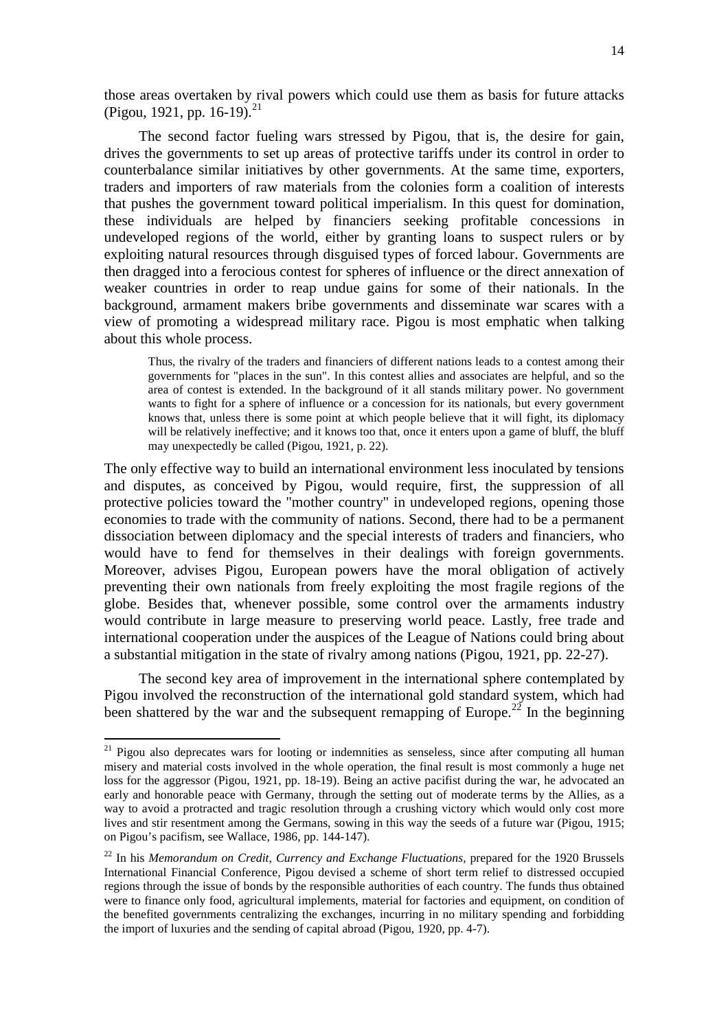those areas overtaken by rival powers which could use them as basis for future attacks (Pigou, 1921, pp. 16-19).[21]

The second factor fueling wars stressed by Pigou, that is, the desire for gain, drives the governments to set up areas of protective tariffs under its control in order to counterbalance similar initiatives by other governments. At the same time, exporters, traders and importers of raw materials from the colonies form a coalition of interests that pushes the government toward political imperialism. In this quest for domination, these individuals are helped by financiers seeking profitable concessions in undeveloped regions of the world, either by granting loans to suspect rulers or by exploiting natural resources through disguised types of forced labour. Governments are then dragged into a ferocious contest for spheres of influence or the direct annexation of weaker countries in order to reap undue gains for some of their nationals. In the background, armament makers bribe governments and disseminate war scares with a view of promoting a widespread military race. Pigou is most emphatic when talking about this whole process.

> Thus, the rivalry of the traders and financiers of different nations leads to a contest among their governments for "places in the sun". In this contest allies and associates are helpful, and so the area of contest is extended. In the background of it all stands military power. No government wants to fight for a sphere of influence or a concession for its nationals, but every government knows that, unless there is some point at which people believe that it will fight, its diplomacy will be relatively ineffective; and it knows too that, once it enters upon a game of bluff, the bluff may unexpectedly be called (Pigou, 1921, p. 22).

The only effective way to build an international environment less inoculated by tensions and disputes, as conceived by Pigou, would require, first, the suppression of all protective policies toward the "mother country" in undeveloped regions, opening those economies to trade with the community of nations. Second, there had to be a permanent dissociation between diplomacy and the special interests of traders and financiers, who would have to fend for themselves in their dealings with foreign governments. Moreover, advises Pigou, European powers have the moral obligation of actively preventing their own nationals from freely exploiting the most fragile regions of the globe. Besides that, whenever possible, some control over the armaments industry would contribute in large measure to preserving world peace. Lastly, free trade and international cooperation under the auspices of the League of Nations could bring about a substantial mitigation in the state of rivalry among nations (Pigou, 1921, pp. 22-27).

The second key area of improvement in the international sphere contemplated by Pigou involved the reconstruction of the international gold standard system, which had been shattered by the war and the subsequent remapping of Europe.[22] In the beginning

---

[21] Pigou also deprecates wars for looting or indemnities as senseless, since after computing all human misery and material costs involved in the whole operation, the final result is most commonly a huge net loss for the aggressor (Pigou, 1921, pp. 18-19). Being an active pacifist during the war, he advocated an early and honorable peace with Germany, through the setting out of moderate terms by the Allies, as a way to avoid a protracted and tragic resolution through a crushing victory which would only cost more lives and stir resentment among the Germans, sowing in this way the seeds of a future war (Pigou, 1915; on Pigou's pacifism, see Wallace, 1986, pp. 144-147).

[22] In his *Memorandum on Credit, Currency and Exchange Fluctuations*, prepared for the 1920 Brussels International Financial Conference, Pigou devised a scheme of short term relief to distressed occupied regions through the issue of bonds by the responsible authorities of each country. The funds thus obtained were to finance only food, agricultural implements, material for factories and equipment, on condition of the benefited governments centralizing the exchanges, incurring in no military spending and forbidding the import of luxuries and the sending of capital abroad (Pigou, 1920, pp. 4-7).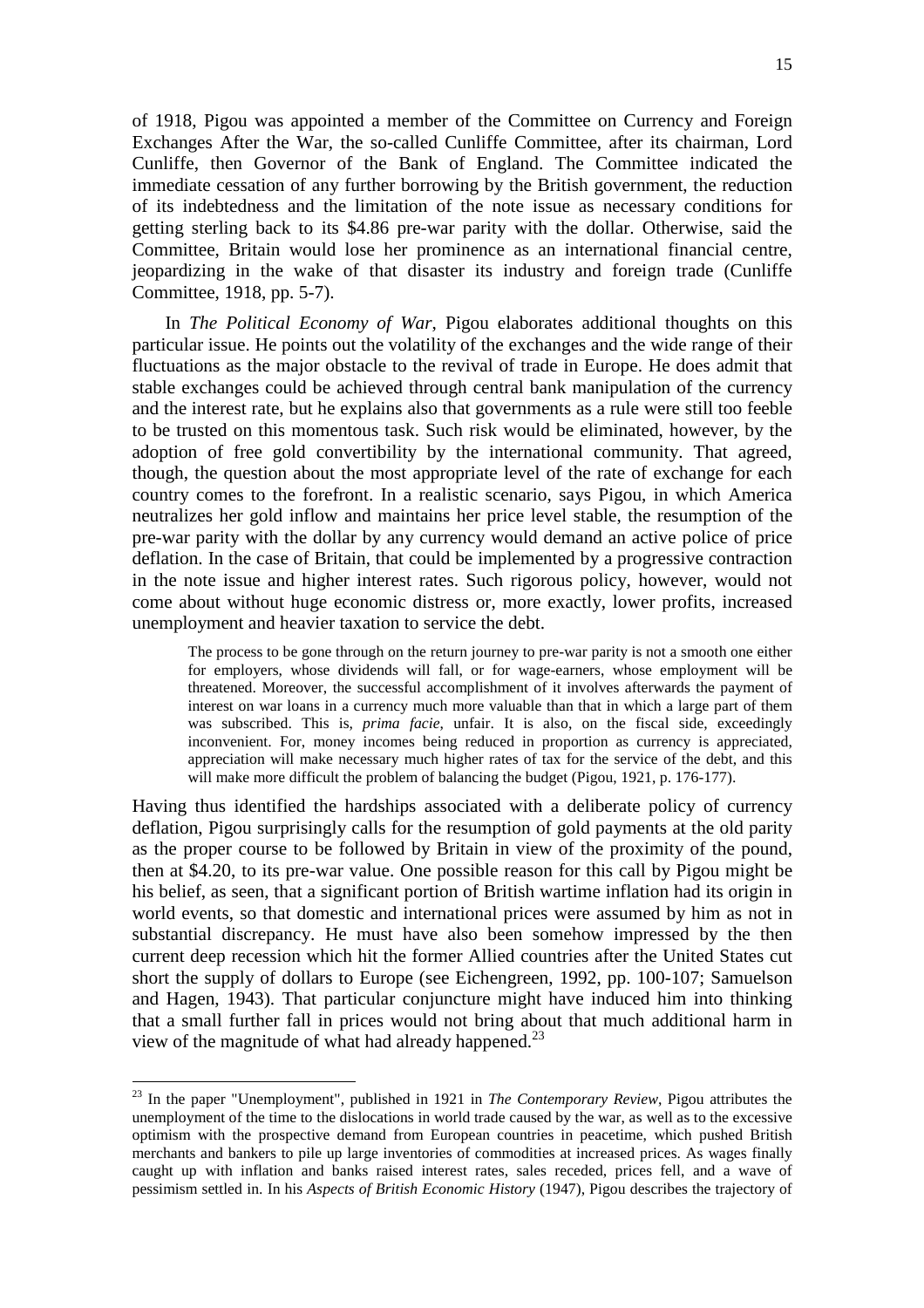of 1918, Pigou was appointed a member of the Committee on Currency and Foreign Exchanges After the War, the so-called Cunliffe Committee, after its chairman, Lord Cunliffe, then Governor of the Bank of England. The Committee indicated the immediate cessation of any further borrowing by the British government, the reduction of its indebtedness and the limitation of the note issue as necessary conditions for getting sterling back to its $4.86 pre-war parity with the dollar. Otherwise, said the Committee, Britain would lose her prominence as an international financial centre, jeopardizing in the wake of that disaster its industry and foreign trade (Cunliffe Committee, 1918, pp. 5-7).

In *The Political Economy of War*, Pigou elaborates additional thoughts on this particular issue. He points out the volatility of the exchanges and the wide range of their fluctuations as the major obstacle to the revival of trade in Europe. He does admit that stable exchanges could be achieved through central bank manipulation of the currency and the interest rate, but he explains also that governments as a rule were still too feeble to be trusted on this momentous task. Such risk would be eliminated, however, by the adoption of free gold convertibility by the international community. That agreed, though, the question about the most appropriate level of the rate of exchange for each country comes to the forefront. In a realistic scenario, says Pigou, in which America neutralizes her gold inflow and maintains her price level stable, the resumption of the pre-war parity with the dollar by any currency would demand an active police of price deflation. In the case of Britain, that could be implemented by a progressive contraction in the note issue and higher interest rates. Such rigorous policy, however, would not come about without huge economic distress or, more exactly, lower profits, increased unemployment and heavier taxation to service the debt.

> The process to be gone through on the return journey to pre-war parity is not a smooth one either for employers, whose dividends will fall, or for wage-earners, whose employment will be threatened. Moreover, the successful accomplishment of it involves afterwards the payment of interest on war loans in a currency much more valuable than that in which a large part of them was subscribed. This is, *prima facie*, unfair. It is also, on the fiscal side, exceedingly inconvenient. For, money incomes being reduced in proportion as currency is appreciated, appreciation will make necessary much higher rates of tax for the service of the debt, and this will make more difficult the problem of balancing the budget (Pigou, 1921, p. 176-177).

Having thus identified the hardships associated with a deliberate policy of currency deflation, Pigou surprisingly calls for the resumption of gold payments at the old parity as the proper course to be followed by Britain in view of the proximity of the pound, then at $4.20, to its pre-war value. One possible reason for this call by Pigou might be his belief, as seen, that a significant portion of British wartime inflation had its origin in world events, so that domestic and international prices were assumed by him as not in substantial discrepancy. He must have also been somehow impressed by the then current deep recession which hit the former Allied countries after the United States cut short the supply of dollars to Europe (see Eichengreen, 1992, pp. 100-107; Samuelson and Hagen, 1943). That particular conjuncture might have induced him into thinking that a small further fall in prices would not bring about that much additional harm in view of the magnitude of what had already happened.[23]

---

[23] In the paper "Unemployment", published in 1921 in *The Contemporary Review*, Pigou attributes the unemployment of the time to the dislocations in world trade caused by the war, as well as to the excessive optimism with the prospective demand from European countries in peacetime, which pushed British merchants and bankers to pile up large inventories of commodities at increased prices. As wages finally caught up with inflation and banks raised interest rates, sales receded, prices fell, and a wave of pessimism settled in. In his *Aspects of British Economic History* (1947), Pigou describes the trajectory of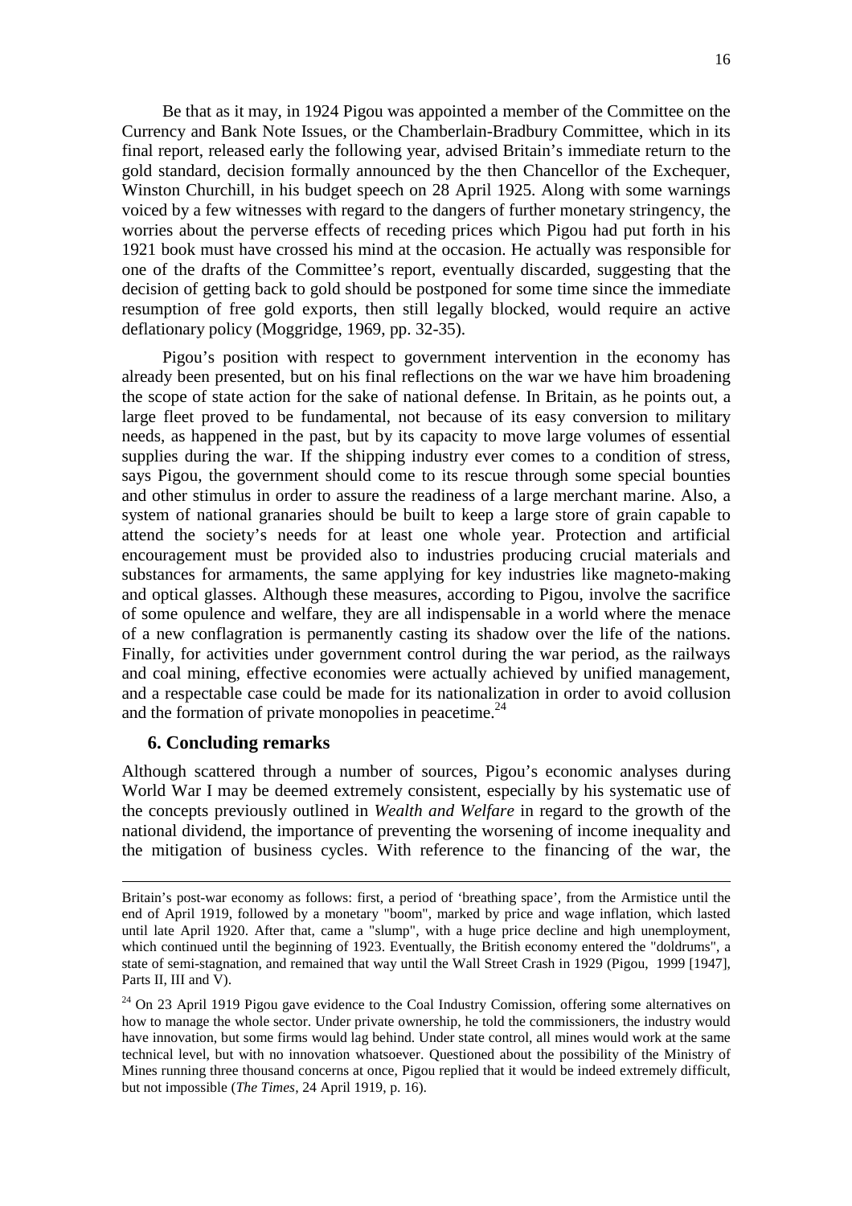Be that as it may, in 1924 Pigou was appointed a member of the Committee on the Currency and Bank Note Issues, or the Chamberlain-Bradbury Committee, which in its final report, released early the following year, advised Britain's immediate return to the gold standard, decision formally announced by the then Chancellor of the Exchequer, Winston Churchill, in his budget speech on 28 April 1925. Along with some warnings voiced by a few witnesses with regard to the dangers of further monetary stringency, the worries about the perverse effects of receding prices which Pigou had put forth in his 1921 book must have crossed his mind at the occasion. He actually was responsible for one of the drafts of the Committee's report, eventually discarded, suggesting that the decision of getting back to gold should be postponed for some time since the immediate resumption of free gold exports, then still legally blocked, would require an active deflationary policy (Moggridge, 1969, pp. 32-35).

Pigou's position with respect to government intervention in the economy has already been presented, but on his final reflections on the war we have him broadening the scope of state action for the sake of national defense. In Britain, as he points out, a large fleet proved to be fundamental, not because of its easy conversion to military needs, as happened in the past, but by its capacity to move large volumes of essential supplies during the war. If the shipping industry ever comes to a condition of stress, says Pigou, the government should come to its rescue through some special bounties and other stimulus in order to assure the readiness of a large merchant marine. Also, a system of national granaries should be built to keep a large store of grain capable to attend the society's needs for at least one whole year. Protection and artificial encouragement must be provided also to industries producing crucial materials and substances for armaments, the same applying for key industries like magneto-making and optical glasses. Although these measures, according to Pigou, involve the sacrifice of some opulence and welfare, they are all indispensable in a world where the menace of a new conflagration is permanently casting its shadow over the life of the nations. Finally, for activities under government control during the war period, as the railways and coal mining, effective economies were actually achieved by unified management, and a respectable case could be made for its nationalization in order to avoid collusion and the formation of private monopolies in peacetime.[24]

## 6. Concluding remarks

Although scattered through a number of sources, Pigou's economic analyses during World War I may be deemed extremely consistent, especially by his systematic use of the concepts previously outlined in *Wealth and Welfare* in regard to the growth of the national dividend, the importance of preventing the worsening of income inequality and the mitigation of business cycles. With reference to the financing of the war, the

---

Britain's post-war economy as follows: first, a period of 'breathing space', from the Armistice until the end of April 1919, followed by a monetary "boom", marked by price and wage inflation, which lasted until late April 1920. After that, came a "slump", with a huge price decline and high unemployment, which continued until the beginning of 1923. Eventually, the British economy entered the "doldrums", a state of semi-stagnation, and remained that way until the Wall Street Crash in 1929 (Pigou, 1999 [1947], Parts II, III and V).

[24] On 23 April 1919 Pigou gave evidence to the Coal Industry Comission, offering some alternatives on how to manage the whole sector. Under private ownership, he told the commissioners, the industry would have innovation, but some firms would lag behind. Under state control, all mines would work at the same technical level, but with no innovation whatsoever. Questioned about the possibility of the Ministry of Mines running three thousand concerns at once, Pigou replied that it would be indeed extremely difficult, but not impossible (*The Times*, 24 April 1919, p. 16).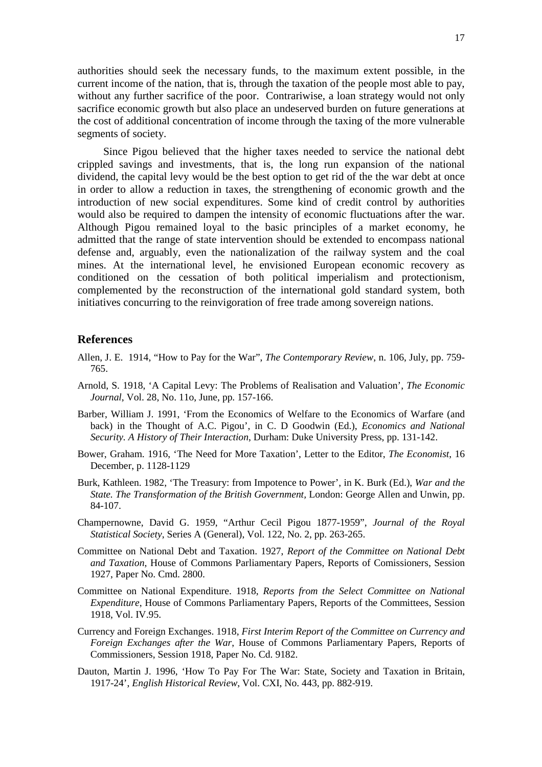authorities should seek the necessary funds, to the maximum extent possible, in the current income of the nation, that is, through the taxation of the people most able to pay, without any further sacrifice of the poor. Contrariwise, a loan strategy would not only sacrifice economic growth but also place an undeserved burden on future generations at the cost of additional concentration of income through the taxing of the more vulnerable segments of society.

Since Pigou believed that the higher taxes needed to service the national debt crippled savings and investments, that is, the long run expansion of the national dividend, the capital levy would be the best option to get rid of the the war debt at once in order to allow a reduction in taxes, the strengthening of economic growth and the introduction of new social expenditures. Some kind of credit control by authorities would also be required to dampen the intensity of economic fluctuations after the war. Although Pigou remained loyal to the basic principles of a market economy, he admitted that the range of state intervention should be extended to encompass national defense and, arguably, even the nationalization of the railway system and the coal mines. At the international level, he envisioned European economic recovery as conditioned on the cessation of both political imperialism and protectionism, complemented by the reconstruction of the international gold standard system, both initiatives concurring to the reinvigoration of free trade among sovereign nations.

## References

Allen, J. E. 1914, "How to Pay for the War", *The Contemporary Review*, n. 106, July, pp. 759-765.

Arnold, S. 1918, 'A Capital Levy: The Problems of Realisation and Valuation', *The Economic Journal*, Vol. 28, No. 11o, June, pp. 157-166.

Barber, William J. 1991, 'From the Economics of Welfare to the Economics of Warfare (and back) in the Thought of A.C. Pigou', in C. D Goodwin (Ed.), *Economics and National Security. A History of Their Interaction*, Durham: Duke University Press, pp. 131-142.

Bower, Graham. 1916, 'The Need for More Taxation', Letter to the Editor, *The Economist*, 16 December, p. 1128-1129

Burk, Kathleen. 1982, 'The Treasury: from Impotence to Power', in K. Burk (Ed.), *War and the State. The Transformation of the British Government*, London: George Allen and Unwin, pp. 84-107.

Champernowne, David G. 1959, "Arthur Cecil Pigou 1877-1959", *Journal of the Royal Statistical Society*, Series A (General), Vol. 122, No. 2, pp. 263-265.

Committee on National Debt and Taxation. 1927, *Report of the Committee on National Debt and Taxation*, House of Commons Parliamentary Papers, Reports of Comissioners, Session 1927, Paper No. Cmd. 2800.

Committee on National Expenditure. 1918, *Reports from the Select Committee on National Expenditure*, House of Commons Parliamentary Papers, Reports of the Committees, Session 1918, Vol. IV.95.

Currency and Foreign Exchanges. 1918, *First Interim Report of the Committee on Currency and Foreign Exchanges after the War*, House of Commons Parliamentary Papers, Reports of Commissioners, Session 1918, Paper No. Cd. 9182.

Dauton, Martin J. 1996, 'How To Pay For The War: State, Society and Taxation in Britain, 1917-24', *English Historical Review*, Vol. CXI, No. 443, pp. 882-919.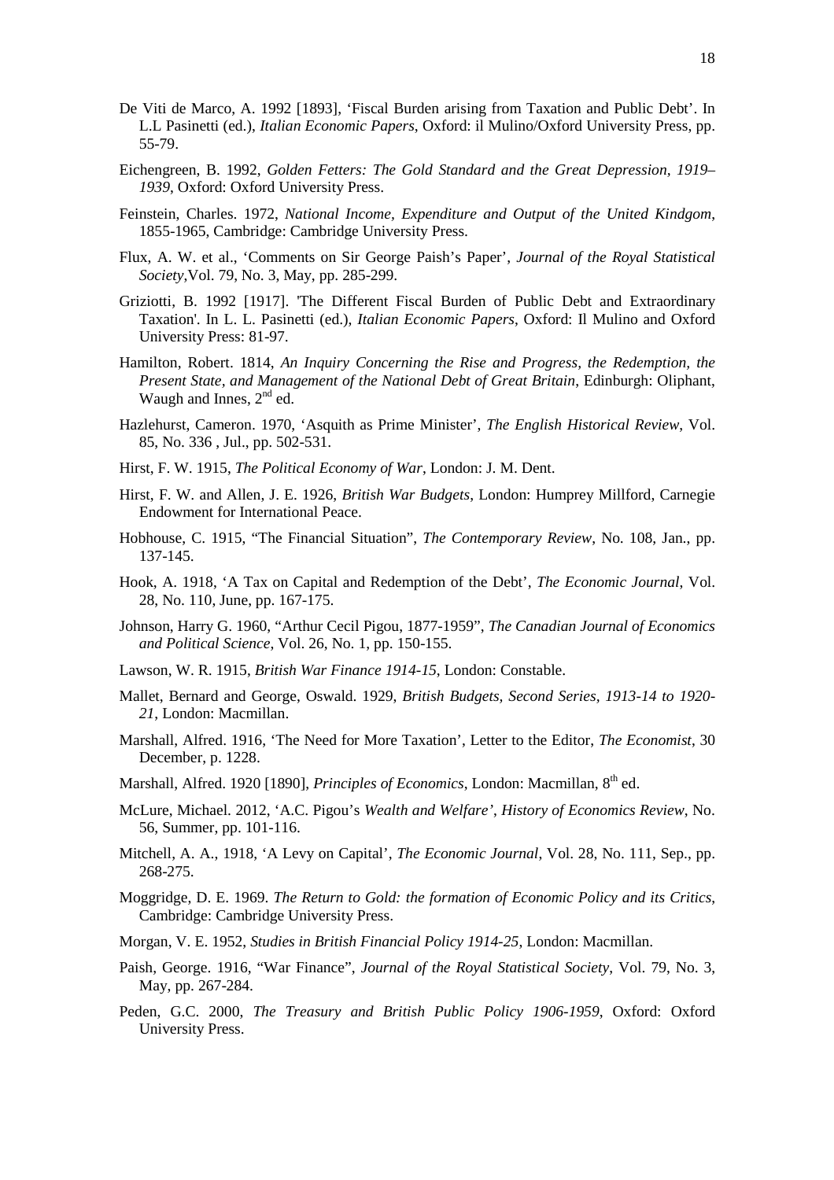De Viti de Marco, A. 1992 [1893], 'Fiscal Burden arising from Taxation and Public Debt'. In L.L Pasinetti (ed.), *Italian Economic Papers*, Oxford: il Mulino/Oxford University Press, pp. 55-79.

Eichengreen, B. 1992, *Golden Fetters: The Gold Standard and the Great Depression, 1919–1939*, Oxford: Oxford University Press.

Feinstein, Charles. 1972, *National Income, Expenditure and Output of the United Kindgom*, 1855-1965, Cambridge: Cambridge University Press.

Flux, A. W. et al., 'Comments on Sir George Paish's Paper', *Journal of the Royal Statistical Society*,Vol. 79, No. 3, May, pp. 285-299.

Griziotti, B. 1992 [1917]. 'The Different Fiscal Burden of Public Debt and Extraordinary Taxation'. In L. L. Pasinetti (ed.), *Italian Economic Papers*, Oxford: Il Mulino and Oxford University Press: 81-97.

Hamilton, Robert. 1814, *An Inquiry Concerning the Rise and Progress, the Redemption, the Present State, and Management of the National Debt of Great Britain*, Edinburgh: Oliphant, Waugh and Innes, 2nd ed.

Hazlehurst, Cameron. 1970, 'Asquith as Prime Minister', *The English Historical Review*, Vol. 85, No. 336 , Jul., pp. 502-531.

Hirst, F. W. 1915, *The Political Economy of War*, London: J. M. Dent.

Hirst, F. W. and Allen, J. E. 1926, *British War Budgets*, London: Humprey Millford, Carnegie Endowment for International Peace.

Hobhouse, C. 1915, "The Financial Situation", *The Contemporary Review*, No. 108, Jan., pp. 137-145.

Hook, A. 1918, 'A Tax on Capital and Redemption of the Debt', *The Economic Journal*, Vol. 28, No. 110, June, pp. 167-175.

Johnson, Harry G. 1960, "Arthur Cecil Pigou, 1877-1959", *The Canadian Journal of Economics and Political Science*, Vol. 26, No. 1, pp. 150-155.

Lawson, W. R. 1915, *British War Finance 1914-15*, London: Constable.

Mallet, Bernard and George, Oswald. 1929, *British Budgets, Second Series, 1913-14 to 1920-21*, London: Macmillan.

Marshall, Alfred. 1916, 'The Need for More Taxation', Letter to the Editor, *The Economist*, 30 December, p. 1228.

Marshall, Alfred. 1920 [1890], *Principles of Economics*, London: Macmillan, 8th ed.

McLure, Michael. 2012, 'A.C. Pigou's *Wealth and Welfare'*, *History of Economics Review*, No. 56, Summer, pp. 101-116.

Mitchell, A. A., 1918, 'A Levy on Capital', *The Economic Journal*, Vol. 28, No. 111, Sep., pp. 268-275.

Moggridge, D. E. 1969. *The Return to Gold: the formation of Economic Policy and its Critics*, Cambridge: Cambridge University Press.

Morgan, V. E. 1952, *Studies in British Financial Policy 1914-25*, London: Macmillan.

Paish, George. 1916, "War Finance", *Journal of the Royal Statistical Society*, Vol. 79, No. 3, May, pp. 267-284.

Peden, G.C. 2000, *The Treasury and British Public Policy 1906-1959*, Oxford: Oxford University Press.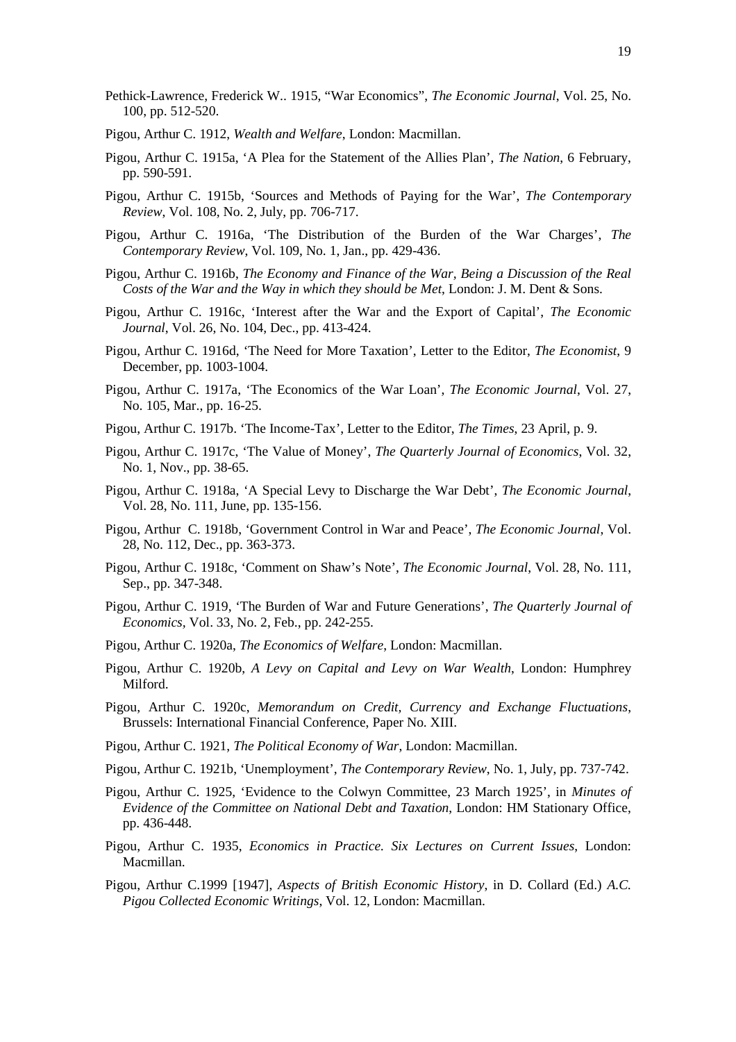Pethick-Lawrence, Frederick W.. 1915, "War Economics", *The Economic Journal*, Vol. 25, No. 100, pp. 512-520.

Pigou, Arthur C. 1912, *Wealth and Welfare*, London: Macmillan.

Pigou, Arthur C. 1915a, 'A Plea for the Statement of the Allies Plan', *The Nation*, 6 February, pp. 590-591.

Pigou, Arthur C. 1915b, 'Sources and Methods of Paying for the War', *The Contemporary Review*, Vol. 108, No. 2, July, pp. 706-717.

Pigou, Arthur C. 1916a, 'The Distribution of the Burden of the War Charges', *The Contemporary Review*, Vol. 109, No. 1, Jan., pp. 429-436.

Pigou, Arthur C. 1916b, *The Economy and Finance of the War, Being a Discussion of the Real Costs of the War and the Way in which they should be Met*, London: J. M. Dent & Sons.

Pigou, Arthur C. 1916c, 'Interest after the War and the Export of Capital', *The Economic Journal*, Vol. 26, No. 104, Dec., pp. 413-424.

Pigou, Arthur C. 1916d, 'The Need for More Taxation', Letter to the Editor, *The Economist*, 9 December, pp. 1003-1004.

Pigou, Arthur C. 1917a, 'The Economics of the War Loan', *The Economic Journal*, Vol. 27, No. 105, Mar., pp. 16-25.

Pigou, Arthur C. 1917b. 'The Income-Tax', Letter to the Editor, *The Times*, 23 April, p. 9.

Pigou, Arthur C. 1917c, 'The Value of Money', *The Quarterly Journal of Economics*, Vol. 32, No. 1, Nov., pp. 38-65.

Pigou, Arthur C. 1918a, 'A Special Levy to Discharge the War Debt', *The Economic Journal*, Vol. 28, No. 111, June, pp. 135-156.

Pigou, Arthur C. 1918b, 'Government Control in War and Peace', *The Economic Journal*, Vol. 28, No. 112, Dec., pp. 363-373.

Pigou, Arthur C. 1918c, 'Comment on Shaw's Note', *The Economic Journal*, Vol. 28, No. 111, Sep., pp. 347-348.

Pigou, Arthur C. 1919, 'The Burden of War and Future Generations', *The Quarterly Journal of Economics*, Vol. 33, No. 2, Feb., pp. 242-255.

Pigou, Arthur C. 1920a, *The Economics of Welfare*, London: Macmillan.

Pigou, Arthur C. 1920b, *A Levy on Capital and Levy on War Wealth*, London: Humphrey Milford.

Pigou, Arthur C. 1920c, *Memorandum on Credit, Currency and Exchange Fluctuations*, Brussels: International Financial Conference, Paper No. XIII.

Pigou, Arthur C. 1921, *The Political Economy of War*, London: Macmillan.

Pigou, Arthur C. 1921b, 'Unemployment', *The Contemporary Review*, No. 1, July, pp. 737-742.

Pigou, Arthur C. 1925, 'Evidence to the Colwyn Committee, 23 March 1925', in *Minutes of Evidence of the Committee on National Debt and Taxation*, London: HM Stationary Office, pp. 436-448.

Pigou, Arthur C. 1935, *Economics in Practice. Six Lectures on Current Issues*, London: Macmillan.

Pigou, Arthur C.1999 [1947], *Aspects of British Economic History*, in D. Collard (Ed.) *A.C. Pigou Collected Economic Writings*, Vol. 12, London: Macmillan.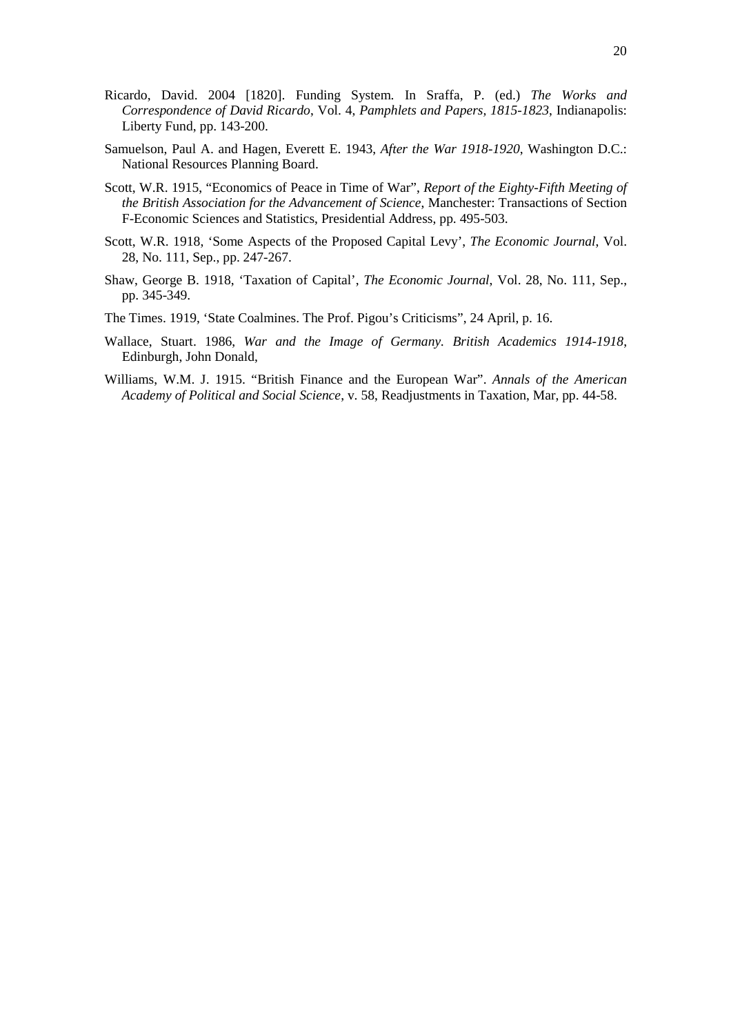Ricardo, David. 2004 [1820]. Funding System. In Sraffa, P. (ed.) *The Works and Correspondence of David Ricardo*, Vol. 4, *Pamphlets and Papers, 1815-1823*, Indianapolis: Liberty Fund, pp. 143-200.

Samuelson, Paul A. and Hagen, Everett E. 1943, *After the War 1918-1920*, Washington D.C.: National Resources Planning Board.

Scott, W.R. 1915, "Economics of Peace in Time of War", *Report of the Eighty-Fifth Meeting of the British Association for the Advancement of Science*, Manchester: Transactions of Section F-Economic Sciences and Statistics, Presidential Address, pp. 495-503.

Scott, W.R. 1918, 'Some Aspects of the Proposed Capital Levy', *The Economic Journal*, Vol. 28, No. 111, Sep., pp. 247-267.

Shaw, George B. 1918, 'Taxation of Capital', *The Economic Journal*, Vol. 28, No. 111, Sep., pp. 345-349.

The Times. 1919, 'State Coalmines. The Prof. Pigou's Criticisms", 24 April, p. 16.

Wallace, Stuart. 1986, *War and the Image of Germany. British Academics 1914-1918*, Edinburgh, John Donald,

Williams, W.M. J. 1915. "British Finance and the European War". *Annals of the American Academy of Political and Social Science*, v. 58, Readjustments in Taxation, Mar, pp. 44-58.